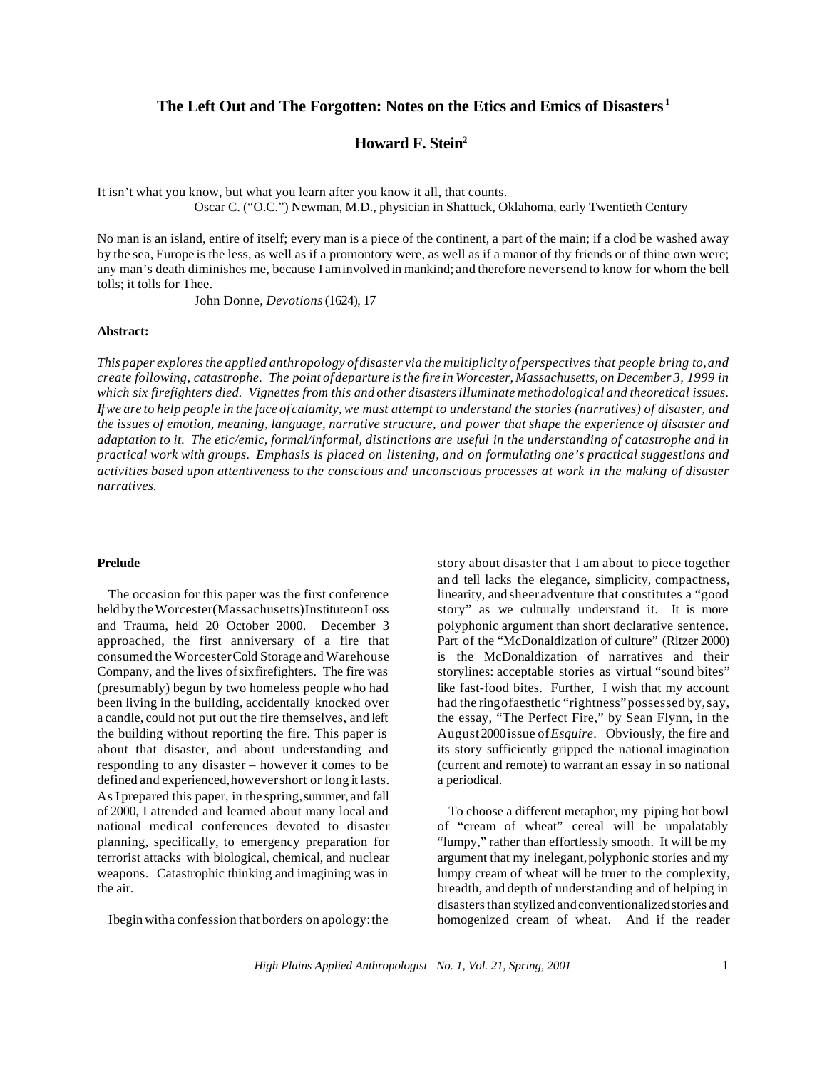# The Left Out and The Forgotten: Notes on the Etics and Emics of Disasters[1]

## Howard F. Stein[2]

It isn't what you know, but what you learn after you know it all, that counts.
Oscar C. ("O.C.") Newman, M.D., physician in Shattuck, Oklahoma, early Twentieth Century

No man is an island, entire of itself; every man is a piece of the continent, a part of the main; if a clod be washed away by the sea, Europe is the less, as well as if a promontory were, as well as if a manor of thy friends or of thine own were; any man's death diminishes me, because I am involved in mankind; and therefore never send to know for whom the bell tolls; it tolls for Thee.
John Donne, *Devotions* (1624), 17

**Abstract:**

*This paper explores the applied anthropology of disaster via the multiplicity of perspectives that people bring to, and create following, catastrophe. The point of departure is the fire in Worcester, Massachusetts, on December 3, 1999 in which six firefighters died. Vignettes from this and other disasters illuminate methodological and theoretical issues. If we are to help people in the face of calamity, we must attempt to understand the stories (narratives) of disaster, and the issues of emotion, meaning, language, narrative structure, and power that shape the experience of disaster and adaptation to it. The etic/emic, formal/informal, distinctions are useful in the understanding of catastrophe and in practical work with groups. Emphasis is placed on listening, and on formulating one's practical suggestions and activities based upon attentiveness to the conscious and unconscious processes at work in the making of disaster narratives.*

**Prelude**

The occasion for this paper was the first conference held by the Worcester (Massachusetts) Institute on Loss and Trauma, held 20 October 2000. December 3 approached, the first anniversary of a fire that consumed the Worcester Cold Storage and Warehouse Company, and the lives of six firefighters. The fire was (presumably) begun by two homeless people who had been living in the building, accidentally knocked over a candle, could not put out the fire themselves, and left the building without reporting the fire. This paper is about that disaster, and about understanding and responding to any disaster – however it comes to be defined and experienced, however short or long it lasts. As I prepared this paper, in the spring, summer, and fall of 2000, I attended and learned about many local and national medical conferences devoted to disaster planning, specifically, to emergency preparation for terrorist attacks with biological, chemical, and nuclear weapons. Catastrophic thinking and imagining was in the air.

I begin with a confession that borders on apology: the story about disaster that I am about to piece together and tell lacks the elegance, simplicity, compactness, linearity, and sheer adventure that constitutes a "good story" as we culturally understand it. It is more polyphonic argument than short declarative sentence. Part of the "McDonaldization of culture" (Ritzer 2000) is the McDonaldization of narratives and their storylines: acceptable stories as virtual "sound bites" like fast-food bites. Further, I wish that my account had the ring of aesthetic "rightness" possessed by, say, the essay, "The Perfect Fire," by Sean Flynn, in the August 2000 issue of *Esquire*. Obviously, the fire and its story sufficiently gripped the national imagination (current and remote) to warrant an essay in so national a periodical.

To choose a different metaphor, my piping hot bowl of "cream of wheat" cereal will be unpalatably "lumpy," rather than effortlessly smooth. It will be my argument that my inelegant, polyphonic stories and my lumpy cream of wheat will be truer to the complexity, breadth, and depth of understanding and of helping in disasters than stylized and conventionalized stories and homogenized cream of wheat. And if the reader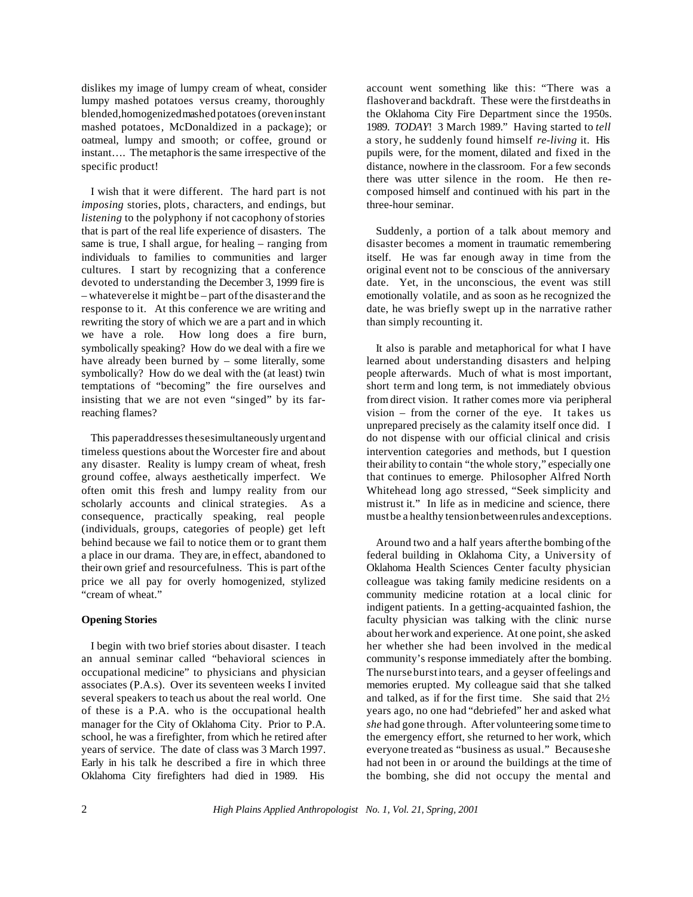dislikes my image of lumpy cream of wheat, consider lumpy mashed potatoes versus creamy, thoroughly blended, homogenized mashed potatoes (or even instant mashed potatoes, McDonaldized in a package); or oatmeal, lumpy and smooth; or coffee, ground or instant…. The metaphor is the same irrespective of the specific product!

I wish that it were different. The hard part is not *imposing* stories, plots, characters, and endings, but *listening* to the polyphony if not cacophony of stories that is part of the real life experience of disasters. The same is true, I shall argue, for healing – ranging from individuals to families to communities and larger cultures. I start by recognizing that a conference devoted to understanding the December 3, 1999 fire is – whatever else it might be – part of the disaster and the response to it. At this conference we are writing and rewriting the story of which we are a part and in which we have a role. How long does a fire burn, symbolically speaking? How do we deal with a fire we have already been burned by – some literally, some symbolically? How do we deal with the (at least) twin temptations of "becoming" the fire ourselves and insisting that we are not even "singed" by its far-reaching flames?

This paper addresses these simultaneously urgent and timeless questions about the Worcester fire and about any disaster. Reality is lumpy cream of wheat, fresh ground coffee, always aesthetically imperfect. We often omit this fresh and lumpy reality from our scholarly accounts and clinical strategies. As a consequence, practically speaking, real people (individuals, groups, categories of people) get left behind because we fail to notice them or to grant them a place in our drama. They are, in effect, abandoned to their own grief and resourcefulness. This is part of the price we all pay for overly homogenized, stylized "cream of wheat."

**Opening Stories**

I begin with two brief stories about disaster. I teach an annual seminar called "behavioral sciences in occupational medicine" to physicians and physician associates (P.A.s). Over its seventeen weeks I invited several speakers to teach us about the real world. One of these is a P.A. who is the occupational health manager for the City of Oklahoma City. Prior to P.A. school, he was a firefighter, from which he retired after years of service. The date of class was 3 March 1997. Early in his talk he described a fire in which three Oklahoma City firefighters had died in 1989. His account went something like this: "There was a flashover and backdraft. These were the first deaths in the Oklahoma City Fire Department since the 1950s. 1989. *TODAY*! 3 March 1989." Having started to *tell* a story, he suddenly found himself *re-living* it. His pupils were, for the moment, dilated and fixed in the distance, nowhere in the classroom. For a few seconds there was utter silence in the room. He then re-composed himself and continued with his part in the three-hour seminar.

Suddenly, a portion of a talk about memory and disaster becomes a moment in traumatic remembering itself. He was far enough away in time from the original event not to be conscious of the anniversary date. Yet, in the unconscious, the event was still emotionally volatile, and as soon as he recognized the date, he was briefly swept up in the narrative rather than simply recounting it.

It also is parable and metaphorical for what I have learned about understanding disasters and helping people afterwards. Much of what is most important, short term and long term, is not immediately obvious from direct vision. It rather comes more via peripheral vision – from the corner of the eye. It takes us unprepared precisely as the calamity itself once did. I do not dispense with our official clinical and crisis intervention categories and methods, but I question their ability to contain "the whole story," especially one that continues to emerge. Philosopher Alfred North Whitehead long ago stressed, "Seek simplicity and mistrust it." In life as in medicine and science, there must be a healthy tension between rules and exceptions.

Around two and a half years after the bombing of the federal building in Oklahoma City, a University of Oklahoma Health Sciences Center faculty physician colleague was taking family medicine residents on a community medicine rotation at a local clinic for indigent patients. In a getting-acquainted fashion, the faculty physician was talking with the clinic nurse about her work and experience. At one point, she asked her whether she had been involved in the medical community's response immediately after the bombing. The nurse burst into tears, and a geyser of feelings and memories erupted. My colleague said that she talked and talked, as if for the first time. She said that 2½ years ago, no one had "debriefed" her and asked what *she* had gone through. After volunteering some time to the emergency effort, she returned to her work, which everyone treated as "business as usual." Because she had not been in or around the buildings at the time of the bombing, she did not occupy the mental and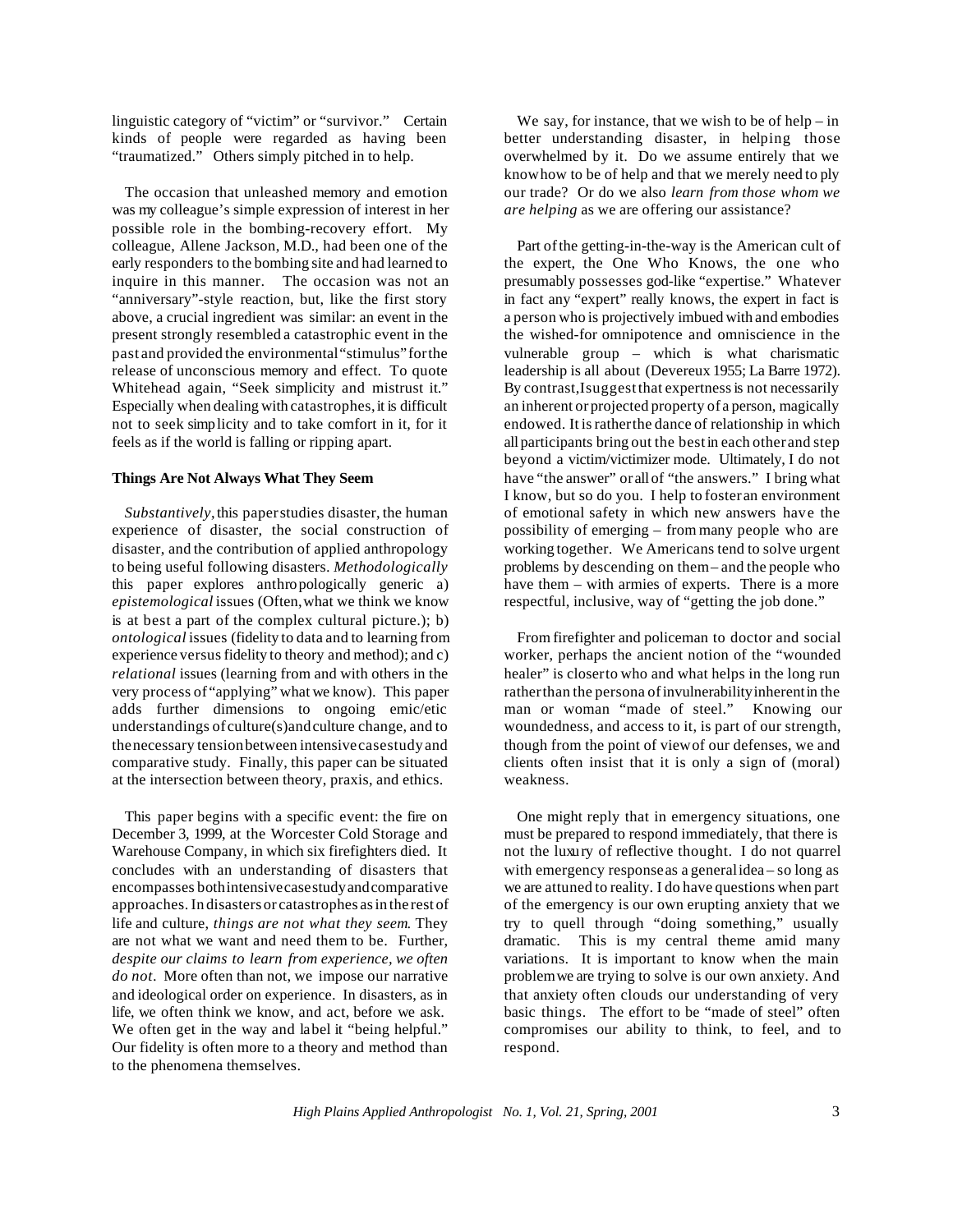linguistic category of "victim" or "survivor." Certain kinds of people were regarded as having been "traumatized." Others simply pitched in to help.

The occasion that unleashed memory and emotion was my colleague's simple expression of interest in her possible role in the bombing-recovery effort. My colleague, Allene Jackson, M.D., had been one of the early responders to the bombing site and had learned to inquire in this manner. The occasion was not an "anniversary"-style reaction, but, like the first story above, a crucial ingredient was similar: an event in the present strongly resembled a catastrophic event in the past and provided the environmental "stimulus" for the release of unconscious memory and effect. To quote Whitehead again, "Seek simplicity and mistrust it." Especially when dealing with catastrophes, it is difficult not to seek simplicity and to take comfort in it, for it feels as if the world is falling or ripping apart.

**Things Are Not Always What They Seem**

*Substantively*, this paper studies disaster, the human experience of disaster, the social construction of disaster, and the contribution of applied anthropology to being useful following disasters. *Methodologically* this paper explores anthropologically generic a) *epistemological* issues (Often, what we think we know is at best a part of the complex cultural picture.); b) *ontological* issues (fidelity to data and to learning from experience versus fidelity to theory and method); and c) *relational* issues (learning from and with others in the very process of "applying" what we know). This paper adds further dimensions to ongoing emic/etic understandings of culture(s) and culture change, and to the necessary tension between intensive case study and comparative study. Finally, this paper can be situated at the intersection between theory, praxis, and ethics.

This paper begins with a specific event: the fire on December 3, 1999, at the Worcester Cold Storage and Warehouse Company, in which six firefighters died. It concludes with an understanding of disasters that encompasses both intensive case study and comparative approaches. In disasters or catastrophes as in the rest of life and culture, *things are not what they seem*. They are not what we want and need them to be. Further, *despite our claims to learn from experience, we often do not*. More often than not, we impose our narrative and ideological order on experience. In disasters, as in life, we often think we know, and act, before we ask. We often get in the way and label it "being helpful." Our fidelity is often more to a theory and method than to the phenomena themselves.

We say, for instance, that we wish to be of help – in better understanding disaster, in helping those overwhelmed by it. Do we assume entirely that we know how to be of help and that we merely need to ply our trade? Or do we also *learn from those whom we are helping* as we are offering our assistance?

Part of the getting-in-the-way is the American cult of the expert, the One Who Knows, the one who presumably possesses god-like "expertise." Whatever in fact any "expert" really knows, the expert in fact is a person who is projectively imbued with and embodies the wished-for omnipotence and omniscience in the vulnerable group – which is what charismatic leadership is all about (Devereux 1955; La Barre 1972). By contrast, I suggest that expertness is not necessarily an inherent or projected property of a person, magically endowed. It is rather the dance of relationship in which all participants bring out the best in each other and step beyond a victim/victimizer mode. Ultimately, I do not have "the answer" or all of "the answers." I bring what I know, but so do you. I help to foster an environment of emotional safety in which new answers have the possibility of emerging – from many people who are working together. We Americans tend to solve urgent problems by descending on them – and the people who have them – with armies of experts. There is a more respectful, inclusive, way of "getting the job done."

From firefighter and policeman to doctor and social worker, perhaps the ancient notion of the "wounded healer" is closer to who and what helps in the long run rather than the persona of invulnerability inherent in the man or woman "made of steel." Knowing our woundedness, and access to it, is part of our strength, though from the point of view of our defenses, we and clients often insist that it is only a sign of (moral) weakness.

One might reply that in emergency situations, one must be prepared to respond immediately, that there is not the luxury of reflective thought. I do not quarrel with emergency response as a general idea – so long as we are attuned to reality. I do have questions when part of the emergency is our own erupting anxiety that we try to quell through "doing something," usually dramatic. This is my central theme amid many variations. It is important to know when the main problem we are trying to solve is our own anxiety. And that anxiety often clouds our understanding of very basic things. The effort to be "made of steel" often compromises our ability to think, to feel, and to respond.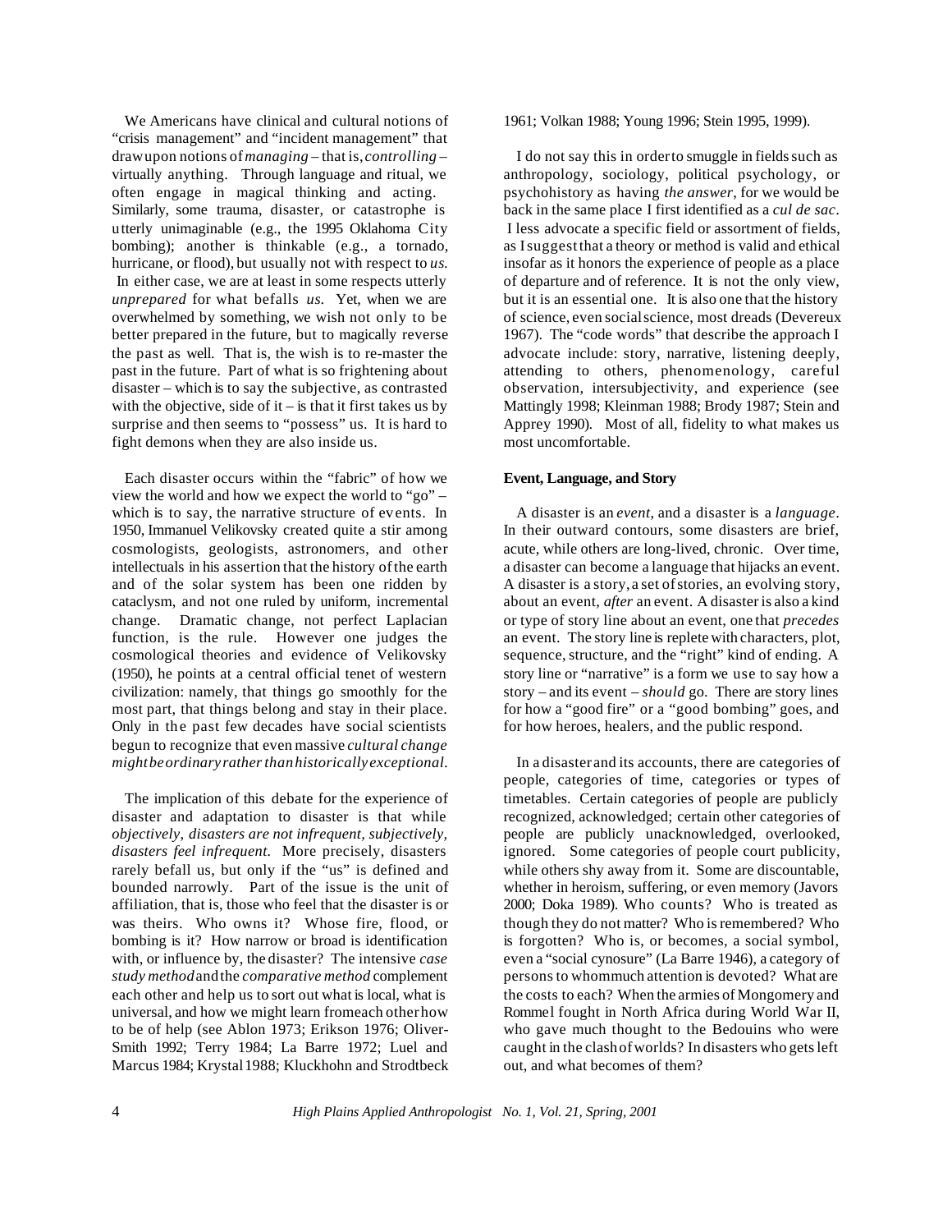We Americans have clinical and cultural notions of "crisis management" and "incident management" that draw upon notions of *managing* – that is, *controlling* – virtually anything. Through language and ritual, we often engage in magical thinking and acting. Similarly, some trauma, disaster, or catastrophe is utterly unimaginable (e.g., the 1995 Oklahoma City bombing); another is thinkable (e.g., a tornado, hurricane, or flood), but usually not with respect to *us*. In either case, we are at least in some respects utterly *unprepared* for what befalls *us*. Yet, when we are overwhelmed by something, we wish not only to be better prepared in the future, but to magically reverse the past as well. That is, the wish is to re-master the past in the future. Part of what is so frightening about disaster – which is to say the subjective, as contrasted with the objective, side of it – is that it first takes us by surprise and then seems to "possess" us. It is hard to fight demons when they are also inside us.

Each disaster occurs within the "fabric" of how we view the world and how we expect the world to "go" – which is to say, the narrative structure of events. In 1950, Immanuel Velikovsky created quite a stir among cosmologists, geologists, astronomers, and other intellectuals in his assertion that the history of the earth and of the solar system has been one ridden by cataclysm, and not one ruled by uniform, incremental change. Dramatic change, not perfect Laplacian function, is the rule. However one judges the cosmological theories and evidence of Velikovsky (1950), he points at a central official tenet of western civilization: namely, that things go smoothly for the most part, that things belong and stay in their place. Only in the past few decades have social scientists begun to recognize that even massive *cultural change might be ordinary rather than historically exceptional*.

The implication of this debate for the experience of disaster and adaptation to disaster is that while *objectively, disasters are not infrequent, subjectively, disasters feel infrequent*. More precisely, disasters rarely befall us, but only if the "us" is defined and bounded narrowly. Part of the issue is the unit of affiliation, that is, those who feel that the disaster is or was theirs. Who owns it? Whose fire, flood, or bombing is it? How narrow or broad is identification with, or influence by, the disaster? The intensive *case study method* and the *comparative method* complement each other and help us to sort out what is local, what is universal, and how we might learn from each other how to be of help (see Ablon 1973; Erikson 1976; Oliver-Smith 1992; Terry 1984; La Barre 1972; Luel and Marcus 1984; Krystal 1988; Kluckhohn and Strodtbeck 1961; Volkan 1988; Young 1996; Stein 1995, 1999).

I do not say this in order to smuggle in fields such as anthropology, sociology, political psychology, or psychohistory as having *the answer*, for we would be back in the same place I first identified as a *cul de sac*. I less advocate a specific field or assortment of fields, as I suggest that a theory or method is valid and ethical insofar as it honors the experience of people as a place of departure and of reference. It is not the only view, but it is an essential one. It is also one that the history of science, even social science, most dreads (Devereux 1967). The "code words" that describe the approach I advocate include: story, narrative, listening deeply, attending to others, phenomenology, careful observation, intersubjectivity, and experience (see Mattingly 1998; Kleinman 1988; Brody 1987; Stein and Apprey 1990). Most of all, fidelity to what makes us most uncomfortable.

**Event, Language, and Story**

A disaster is an *event*, and a disaster is a *language*. In their outward contours, some disasters are brief, acute, while others are long-lived, chronic. Over time, a disaster can become a language that hijacks an event. A disaster is a story, a set of stories, an evolving story, about an event, *after* an event. A disaster is also a kind or type of story line about an event, one that *precedes* an event. The story line is replete with characters, plot, sequence, structure, and the "right" kind of ending. A story line or "narrative" is a form we use to say how a story – and its event – *should* go. There are story lines for how a "good fire" or a "good bombing" goes, and for how heroes, healers, and the public respond.

In a disaster and its accounts, there are categories of people, categories of time, categories or types of timetables. Certain categories of people are publicly recognized, acknowledged; certain other categories of people are publicly unacknowledged, overlooked, ignored. Some categories of people court publicity, while others shy away from it. Some are discountable, whether in heroism, suffering, or even memory (Javors 2000; Doka 1989). Who counts? Who is treated as though they do not matter? Who is remembered? Who is forgotten? Who is, or becomes, a social symbol, even a "social cynosure" (La Barre 1946), a category of persons to whom much attention is devoted? What are the costs to each? When the armies of Mongomery and Rommel fought in North Africa during World War II, who gave much thought to the Bedouins who were caught in the clash of worlds? In disasters who gets left out, and what becomes of them?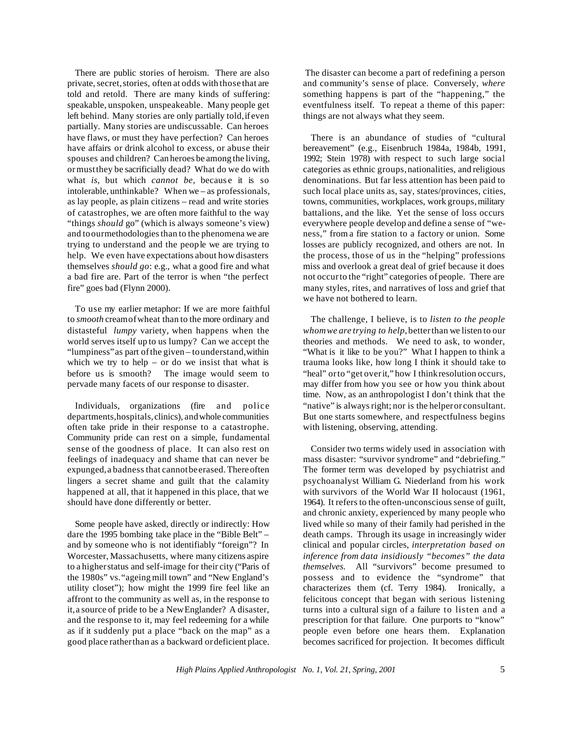There are public stories of heroism. There are also private, secret, stories, often at odds with those that are told and retold. There are many kinds of suffering: speakable, unspoken, unspeakeable. Many people get left behind. Many stories are only partially told, if even partially. Many stories are undiscussable. Can heroes have flaws, or must they have perfection? Can heroes have affairs or drink alcohol to excess, or abuse their spouses and children? Can heroes be among the living, or must they be sacrificially dead? What do we do with what *is*, but which *cannot be*, because it is so intolerable, unthinkable? When we – as professionals, as lay people, as plain citizens – read and write stories of catastrophes, we are often more faithful to the way "things *should* go" (which is always someone's view) and to our methodologies than to the phenomena we are trying to understand and the people we are trying to help. We even have expectations about how disasters themselves *should go*: e.g., what a good fire and what a bad fire are. Part of the terror is when "the perfect fire" goes bad (Flynn 2000).

To use my earlier metaphor: If we are more faithful to *smooth* cream of wheat than to the more ordinary and distasteful *lumpy* variety, when happens when the world serves itself up to us lumpy? Can we accept the "lumpiness" as part of the given – to understand, within which we try to help – or do we insist that what is before us is smooth? The image would seem to pervade many facets of our response to disaster.

Individuals, organizations (fire and police departments, hospitals, clinics), and whole communities often take pride in their response to a catastrophe. Community pride can rest on a simple, fundamental sense of the goodness of place. It can also rest on feelings of inadequacy and shame that can never be expunged, a badness that cannot be erased. There often lingers a secret shame and guilt that the calamity happened at all, that it happened in this place, that we should have done differently or better.

Some people have asked, directly or indirectly: How dare the 1995 bombing take place in the "Bible Belt" – and by someone who is not identifiably "foreign"? In Worcester, Massachusetts, where many citizens aspire to a higher status and self-image for their city ("Paris of the 1980s" vs. "ageing mill town" and "New England's utility closet"); how might the 1999 fire feel like an affront to the community as well as, in the response to it, a source of pride to be a New Englander? A disaster, and the response to it, may feel redeeming for a while as if it suddenly put a place "back on the map" as a good place rather than as a backward or deficient place. The disaster can become a part of redefining a person and community's sense of place. Conversely, *where* something happens is part of the "happening," the eventfulness itself. To repeat a theme of this paper: things are not always what they seem.

There is an abundance of studies of "cultural bereavement" (e.g., Eisenbruch 1984a, 1984b, 1991, 1992; Stein 1978) with respect to such large social categories as ethnic groups, nationalities, and religious denominations. But far less attention has been paid to such local place units as, say, states/provinces, cities, towns, communities, workplaces, work groups, military battalions, and the like. Yet the sense of loss occurs everywhere people develop and define a sense of "we-ness," from a fire station to a factory or union. Some losses are publicly recognized, and others are not. In the process, those of us in the "helping" professions miss and overlook a great deal of grief because it does not occur to the "right" categories of people. There are many styles, rites, and narratives of loss and grief that we have not bothered to learn.

The challenge, I believe, is to *listen to the people whom we are trying to help*, better than we listen to our theories and methods. We need to ask, to wonder, "What is it like to be you?" What I happen to think a trauma looks like, how long I think it should take to "heal" or to "get over it," how I think resolution occurs, may differ from how you see or how you think about time. Now, as an anthropologist I don't think that the "native" is always right; nor is the helper or consultant. But one starts somewhere, and respectfulness begins with listening, observing, attending.

Consider two terms widely used in association with mass disaster: "survivor syndrome" and "debriefing." The former term was developed by psychiatrist and psychoanalyst William G. Niederland from his work with survivors of the World War II holocaust (1961, 1964). It refers to the often-unconscious sense of guilt, and chronic anxiety, experienced by many people who lived while so many of their family had perished in the death camps. Through its usage in increasingly wider clinical and popular circles, *interpretation based on inference from data insidiously "becomes" the data themselves.* All "survivors" become presumed to possess and to evidence the "syndrome" that characterizes them (cf. Terry 1984). Ironically, a felicitous concept that began with serious listening turns into a cultural sign of a failure to listen and a prescription for that failure. One purports to "know" people even before one hears them. Explanation becomes sacrificed for projection. It becomes difficult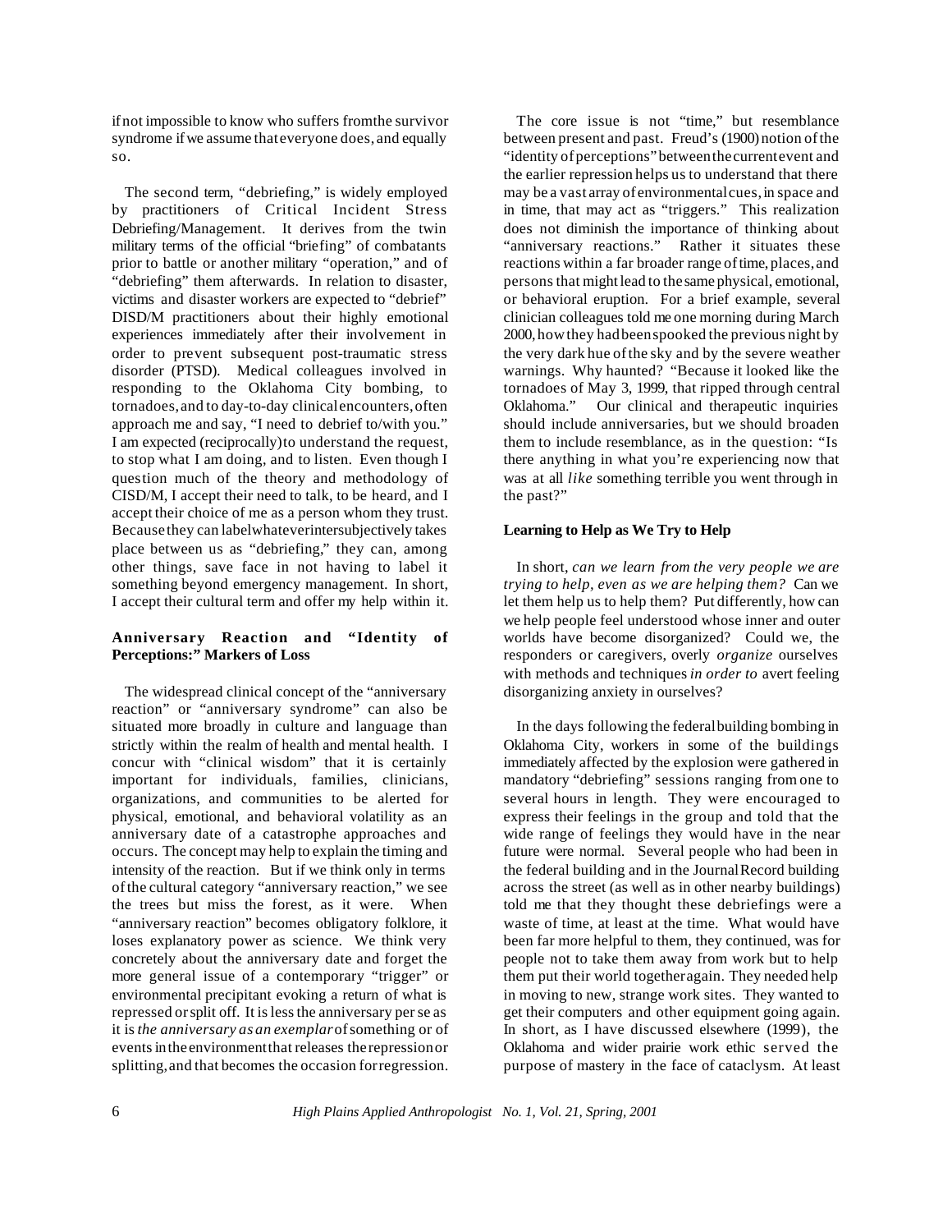if not impossible to know who suffers from the survivor syndrome if we assume that everyone does, and equally so.

The second term, "debriefing," is widely employed by practitioners of Critical Incident Stress Debriefing/Management. It derives from the twin military terms of the official "briefing" of combatants prior to battle or another military "operation," and of "debriefing" them afterwards. In relation to disaster, victims and disaster workers are expected to "debrief" DISD/M practitioners about their highly emotional experiences immediately after their involvement in order to prevent subsequent post-traumatic stress disorder (PTSD). Medical colleagues involved in responding to the Oklahoma City bombing, to tornadoes, and to day-to-day clinical encounters, often approach me and say, "I need to debrief to/with you." I am expected (reciprocally) to understand the request, to stop what I am doing, and to listen. Even though I question much of the theory and methodology of CISD/M, I accept their need to talk, to be heard, and I accept their choice of me as a person whom they trust. Because they can label whatever intersubjectively takes place between us as "debriefing," they can, among other things, save face in not having to label it something beyond emergency management. In short, I accept their cultural term and offer my help within it.

### Anniversary Reaction and "Identity of Perceptions:" Markers of Loss

The widespread clinical concept of the "anniversary reaction" or "anniversary syndrome" can also be situated more broadly in culture and language than strictly within the realm of health and mental health. I concur with "clinical wisdom" that it is certainly important for individuals, families, clinicians, organizations, and communities to be alerted for physical, emotional, and behavioral volatility as an anniversary date of a catastrophe approaches and occurs. The concept may help to explain the timing and intensity of the reaction. But if we think only in terms of the cultural category "anniversary reaction," we see the trees but miss the forest, as it were. When "anniversary reaction" becomes obligatory folklore, it loses explanatory power as science. We think very concretely about the anniversary date and forget the more general issue of a contemporary "trigger" or environmental precipitant evoking a return of what is repressed or split off. It is less the anniversary per se as it is *the anniversary as an exemplar* of something or of events in the environment that releases the repression or splitting, and that becomes the occasion for regression.

The core issue is not "time," but resemblance between present and past. Freud's (1900) notion of the "identity of perceptions" between the current event and the earlier repression helps us to understand that there may be a vast array of environmental cues, in space and in time, that may act as "triggers." This realization does not diminish the importance of thinking about "anniversary reactions." Rather it situates these reactions within a far broader range of time, places, and persons that might lead to the same physical, emotional, or behavioral eruption. For a brief example, several clinician colleagues told me one morning during March 2000, how they had been spooked the previous night by the very dark hue of the sky and by the severe weather warnings. Why haunted? "Because it looked like the tornadoes of May 3, 1999, that ripped through central Oklahoma." Our clinical and therapeutic inquiries should include anniversaries, but we should broaden them to include resemblance, as in the question: "Is there anything in what you're experiencing now that was at all *like* something terrible you went through in the past?"

### Learning to Help as We Try to Help

In short, *can we learn from the very people we are trying to help, even as we are helping them?* Can we let them help us to help them? Put differently, how can we help people feel understood whose inner and outer worlds have become disorganized? Could we, the responders or caregivers, overly *organize* ourselves with methods and techniques *in order to* avert feeling disorganizing anxiety in ourselves?

In the days following the federal building bombing in Oklahoma City, workers in some of the buildings immediately affected by the explosion were gathered in mandatory "debriefing" sessions ranging from one to several hours in length. They were encouraged to express their feelings in the group and told that the wide range of feelings they would have in the near future were normal. Several people who had been in the federal building and in the Journal Record building across the street (as well as in other nearby buildings) told me that they thought these debriefings were a waste of time, at least at the time. What would have been far more helpful to them, they continued, was for people not to take them away from work but to help them put their world together again. They needed help in moving to new, strange work sites. They wanted to get their computers and other equipment going again. In short, as I have discussed elsewhere (1999), the Oklahoma and wider prairie work ethic served the purpose of mastery in the face of cataclysm. At least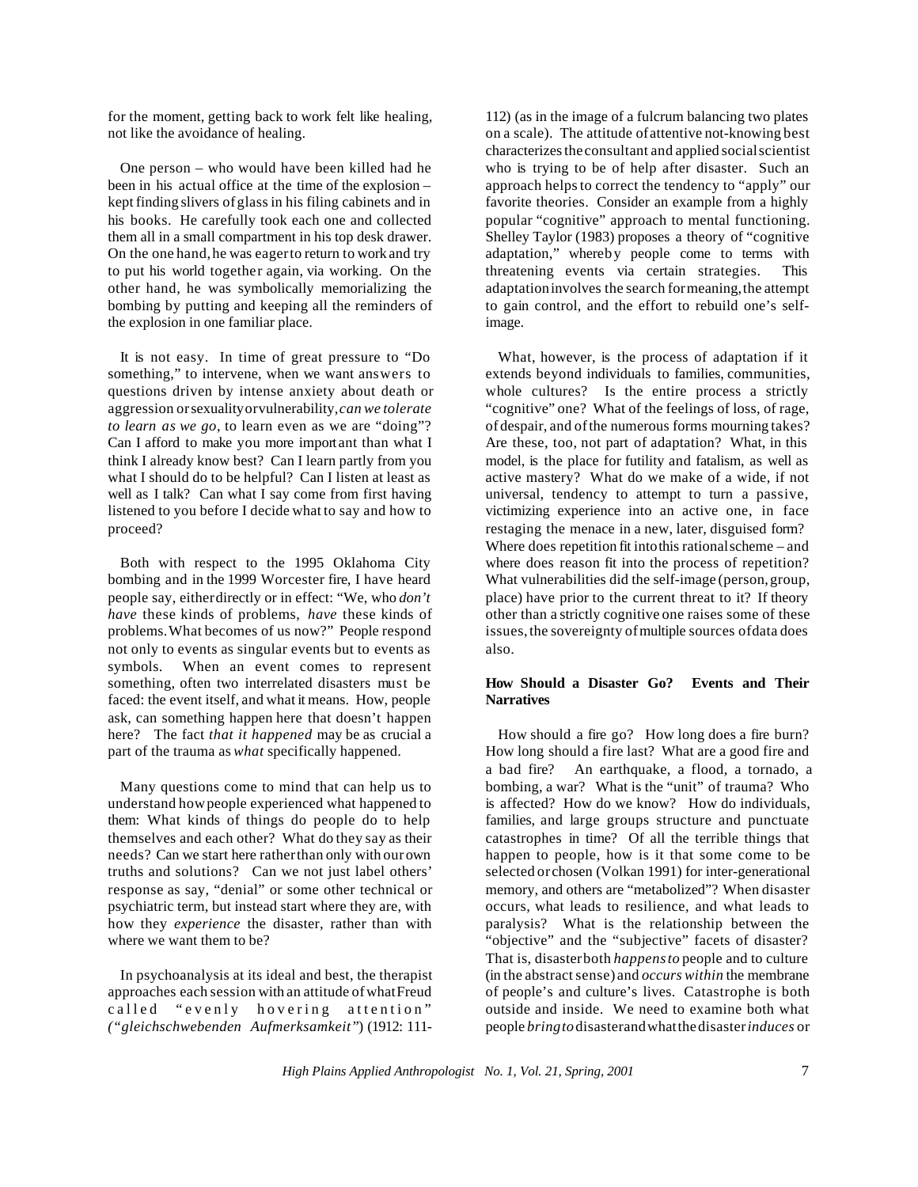for the moment, getting back to work felt like healing, not like the avoidance of healing.

One person – who would have been killed had he been in his actual office at the time of the explosion – kept finding slivers of glass in his filing cabinets and in his books. He carefully took each one and collected them all in a small compartment in his top desk drawer. On the one hand, he was eager to return to work and try to put his world together again, via working. On the other hand, he was symbolically memorializing the bombing by putting and keeping all the reminders of the explosion in one familiar place.

It is not easy. In time of great pressure to "Do something," to intervene, when we want answers to questions driven by intense anxiety about death or aggression or sexuality or vulnerability, *can we tolerate to learn as we go*, to learn even as we are "doing"? Can I afford to make you more important than what I think I already know best? Can I learn partly from you what I should do to be helpful? Can I listen at least as well as I talk? Can what I say come from first having listened to you before I decide what to say and how to proceed?

Both with respect to the 1995 Oklahoma City bombing and in the 1999 Worcester fire, I have heard people say, either directly or in effect: "We, who *don't have* these kinds of problems, *have* these kinds of problems. What becomes of us now?" People respond not only to events as singular events but to events as symbols. When an event comes to represent something, often two interrelated disasters must be faced: the event itself, and what it means. How, people ask, can something happen here that doesn't happen here? The fact *that it happened* may be as crucial a part of the trauma as *what* specifically happened.

Many questions come to mind that can help us to understand how people experienced what happened to them: What kinds of things do people do to help themselves and each other? What do they say as their needs? Can we start here rather than only with our own truths and solutions? Can we not just label others' response as say, "denial" or some other technical or psychiatric term, but instead start where they are, with how they *experience* the disaster, rather than with where we want them to be?

In psychoanalysis at its ideal and best, the therapist approaches each session with an attitude of what Freud called "evenly hovering attention" *("gleichschwebenden Aufmerksamkeit")* (1912: 111-112) (as in the image of a fulcrum balancing two plates on a scale). The attitude of attentive not-knowing best characterizes the consultant and applied social scientist who is trying to be of help after disaster. Such an approach helps to correct the tendency to "apply" our favorite theories. Consider an example from a highly popular "cognitive" approach to mental functioning. Shelley Taylor (1983) proposes a theory of "cognitive adaptation," whereby people come to terms with threatening events via certain strategies. This adaptation involves the search for meaning, the attempt to gain control, and the effort to rebuild one's self-image.

What, however, is the process of adaptation if it extends beyond individuals to families, communities, whole cultures? Is the entire process a strictly "cognitive" one? What of the feelings of loss, of rage, of despair, and of the numerous forms mourning takes? Are these, too, not part of adaptation? What, in this model, is the place for futility and fatalism, as well as active mastery? What do we make of a wide, if not universal, tendency to attempt to turn a passive, victimizing experience into an active one, in face restaging the menace in a new, later, disguised form? Where does repetition fit into this rational scheme – and where does reason fit into the process of repetition? What vulnerabilities did the self-image (person, group, place) have prior to the current threat to it? If theory other than a strictly cognitive one raises some of these issues, the sovereignty of multiple sources of data does also.

### How Should a Disaster Go? Events and Their Narratives

How should a fire go? How long does a fire burn? How long should a fire last? What are a good fire and a bad fire? An earthquake, a flood, a tornado, a bombing, a war? What is the "unit" of trauma? Who is affected? How do we know? How do individuals, families, and large groups structure and punctuate catastrophes in time? Of all the terrible things that happen to people, how is it that some come to be selected or chosen (Volkan 1991) for inter-generational memory, and others are "metabolized"? When disaster occurs, what leads to resilience, and what leads to paralysis? What is the relationship between the "objective" and the "subjective" facets of disaster? That is, disaster both *happens to* people and to culture (in the abstract sense) and *occurs within* the membrane of people's and culture's lives. Catastrophe is both outside and inside. We need to examine both what people *bring to* disaster and what the disaster *induces* or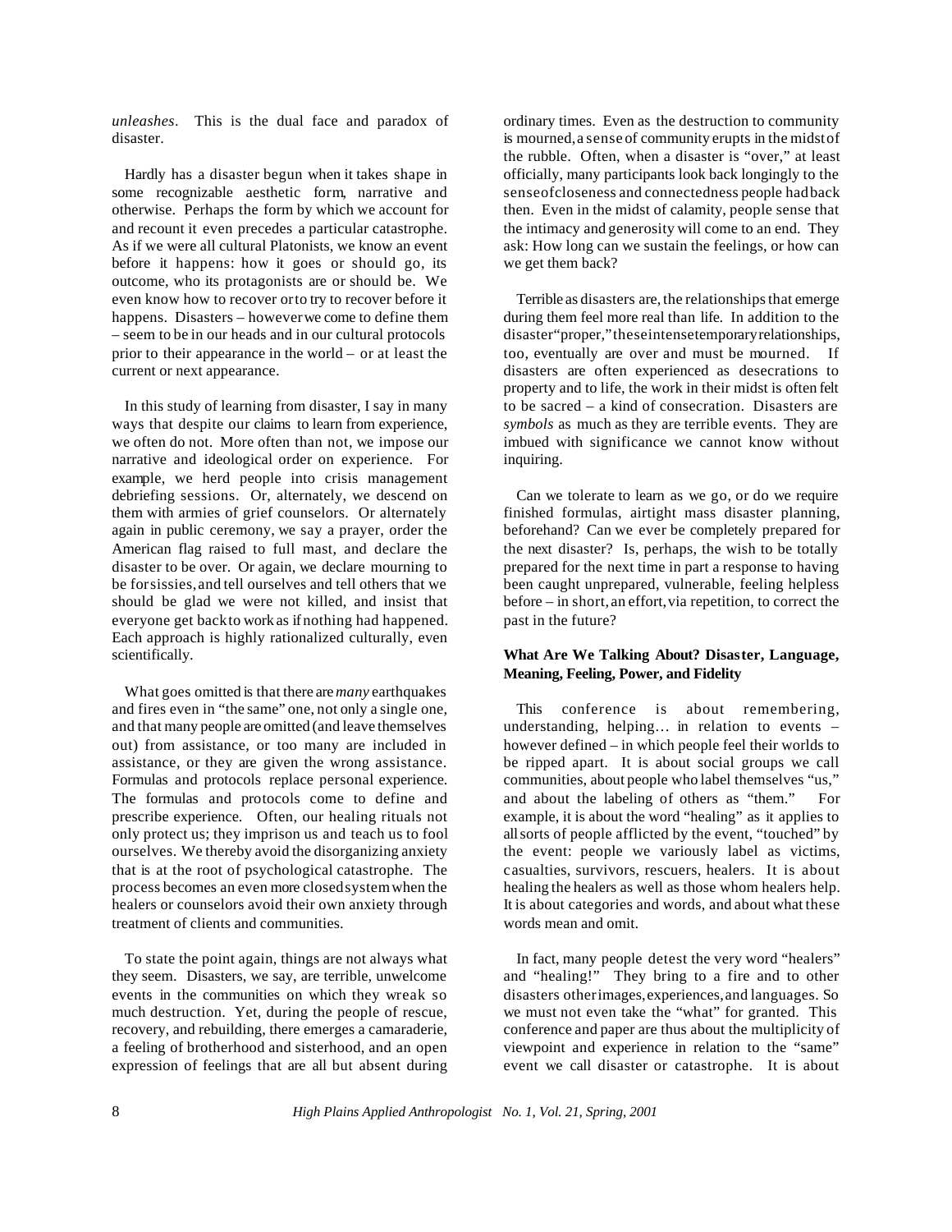*unleashes*. This is the dual face and paradox of disaster.

Hardly has a disaster begun when it takes shape in some recognizable aesthetic form, narrative and otherwise. Perhaps the form by which we account for and recount it even precedes a particular catastrophe. As if we were all cultural Platonists, we know an event before it happens: how it goes or should go, its outcome, who its protagonists are or should be. We even know how to recover or to try to recover before it happens. Disasters – however we come to define them – seem to be in our heads and in our cultural protocols prior to their appearance in the world – or at least the current or next appearance.

In this study of learning from disaster, I say in many ways that despite our claims to learn from experience, we often do not. More often than not, we impose our narrative and ideological order on experience. For example, we herd people into crisis management debriefing sessions. Or, alternately, we descend on them with armies of grief counselors. Or alternately again in public ceremony, we say a prayer, order the American flag raised to full mast, and declare the disaster to be over. Or again, we declare mourning to be for sissies, and tell ourselves and tell others that we should be glad we were not killed, and insist that everyone get back to work as if nothing had happened. Each approach is highly rationalized culturally, even scientifically.

What goes omitted is that there are *many* earthquakes and fires even in "the same" one, not only a single one, and that many people are omitted (and leave themselves out) from assistance, or too many are included in assistance, or they are given the wrong assistance. Formulas and protocols replace personal experience. The formulas and protocols come to define and prescribe experience. Often, our healing rituals not only protect us; they imprison us and teach us to fool ourselves. We thereby avoid the disorganizing anxiety that is at the root of psychological catastrophe. The process becomes an even more closed system when the healers or counselors avoid their own anxiety through treatment of clients and communities.

To state the point again, things are not always what they seem. Disasters, we say, are terrible, unwelcome events in the communities on which they wreak so much destruction. Yet, during the people of rescue, recovery, and rebuilding, there emerges a camaraderie, a feeling of brotherhood and sisterhood, and an open expression of feelings that are all but absent during ordinary times. Even as the destruction to community is mourned, a sense of community erupts in the midst of the rubble. Often, when a disaster is "over," at least officially, many participants look back longingly to the sense of closeness and connectedness people had back then. Even in the midst of calamity, people sense that the intimacy and generosity will come to an end. They ask: How long can we sustain the feelings, or how can we get them back?

Terrible as disasters are, the relationships that emerge during them feel more real than life. In addition to the disaster "proper," these intense temporary relationships, too, eventually are over and must be mourned. If disasters are often experienced as desecrations to property and to life, the work in their midst is often felt to be sacred – a kind of consecration. Disasters are *symbols* as much as they are terrible events. They are imbued with significance we cannot know without inquiring.

Can we tolerate to learn as we go, or do we require finished formulas, airtight mass disaster planning, beforehand? Can we ever be completely prepared for the next disaster? Is, perhaps, the wish to be totally prepared for the next time in part a response to having been caught unprepared, vulnerable, feeling helpless before – in short, an effort, via repetition, to correct the past in the future?

**What Are We Talking About? Disaster, Language, Meaning, Feeling, Power, and Fidelity**

This conference is about remembering, understanding, helping… in relation to events – however defined – in which people feel their worlds to be ripped apart. It is about social groups we call communities, about people who label themselves "us," and about the labeling of others as "them." For example, it is about the word "healing" as it applies to all sorts of people afflicted by the event, "touched" by the event: people we variously label as victims, casualties, survivors, rescuers, healers. It is about healing the healers as well as those whom healers help. It is about categories and words, and about what these words mean and omit.

In fact, many people detest the very word "healers" and "healing!" They bring to a fire and to other disasters other images, experiences, and languages. So we must not even take the "what" for granted. This conference and paper are thus about the multiplicity of viewpoint and experience in relation to the "same" event we call disaster or catastrophe. It is about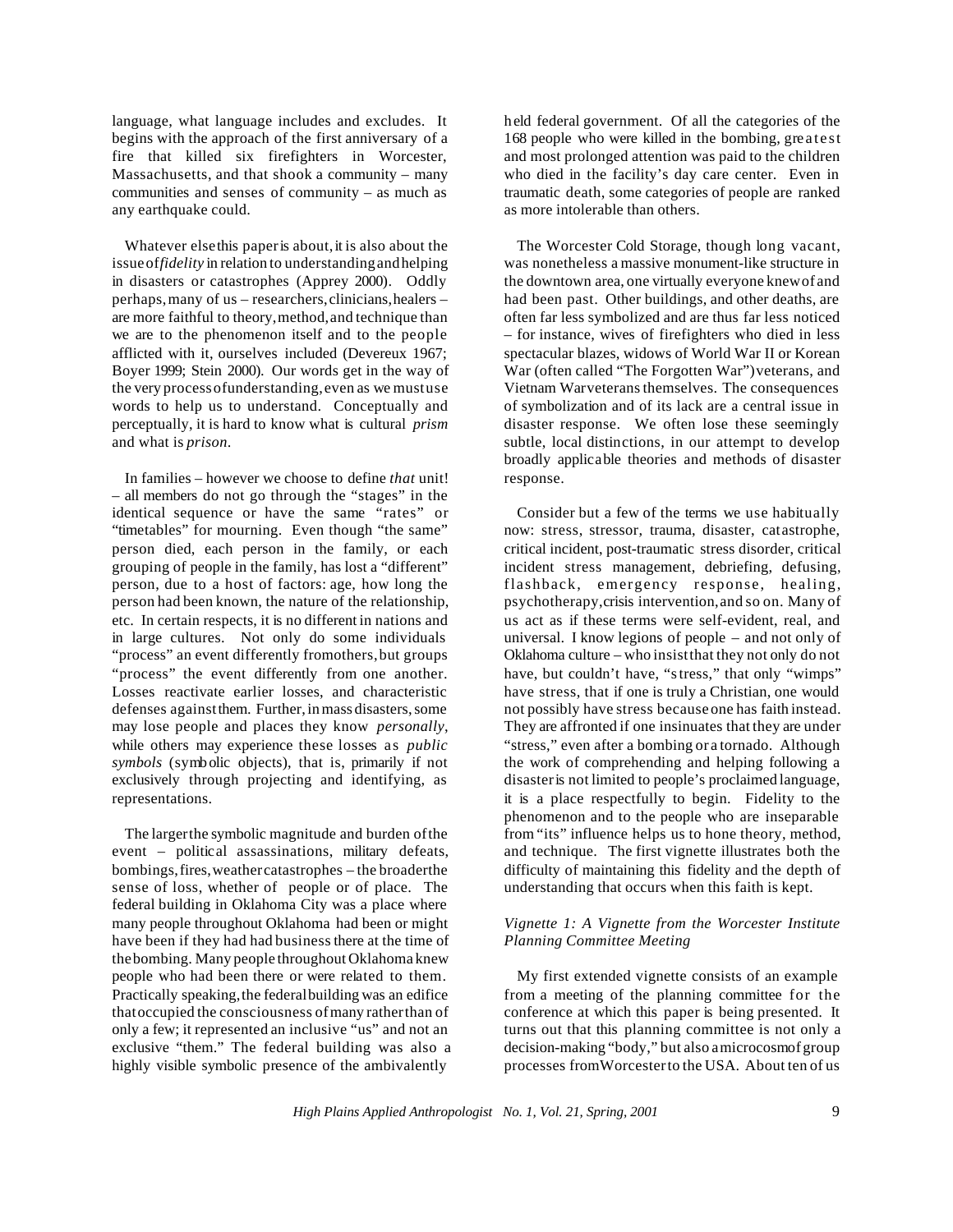language, what language includes and excludes. It begins with the approach of the first anniversary of a fire that killed six firefighters in Worcester, Massachusetts, and that shook a community – many communities and senses of community – as much as any earthquake could.

Whatever else this paper is about, it is also about the issue of *fidelity* in relation to understanding and helping in disasters or catastrophes (Apprey 2000). Oddly perhaps, many of us – researchers, clinicians, healers – are more faithful to theory, method, and technique than we are to the phenomenon itself and to the people afflicted with it, ourselves included (Devereux 1967; Boyer 1999; Stein 2000). Our words get in the way of the very process of understanding, even as we must use words to help us to understand. Conceptually and perceptually, it is hard to know what is cultural *prism* and what is *prison*.

In families – however we choose to define *that* unit! – all members do not go through the "stages" in the identical sequence or have the same "rates" or "timetables" for mourning. Even though "the same" person died, each person in the family, or each grouping of people in the family, has lost a "different" person, due to a host of factors: age, how long the person had been known, the nature of the relationship, etc. In certain respects, it is no different in nations and in large cultures. Not only do some individuals "process" an event differently from others, but groups "process" the event differently from one another. Losses reactivate earlier losses, and characteristic defenses against them. Further, in mass disasters, some may lose people and places they know *personally*, while others may experience these losses as *public symbols* (symbolic objects), that is, primarily if not exclusively through projecting and identifying, as representations.

The larger the symbolic magnitude and burden of the event – political assassinations, military defeats, bombings, fires, weather catastrophes – the broader the sense of loss, whether of people or of place. The federal building in Oklahoma City was a place where many people throughout Oklahoma had been or might have been if they had had business there at the time of the bombing. Many people throughout Oklahoma knew people who had been there or were related to them. Practically speaking, the federal building was an edifice that occupied the consciousness of many rather than of only a few; it represented an inclusive "us" and not an exclusive "them." The federal building was also a highly visible symbolic presence of the ambivalently held federal government. Of all the categories of the 168 people who were killed in the bombing, greatest and most prolonged attention was paid to the children who died in the facility's day care center. Even in traumatic death, some categories of people are ranked as more intolerable than others.

The Worcester Cold Storage, though long vacant, was nonetheless a massive monument-like structure in the downtown area, one virtually everyone knew of and had been past. Other buildings, and other deaths, are often far less symbolized and are thus far less noticed – for instance, wives of firefighters who died in less spectacular blazes, widows of World War II or Korean War (often called "The Forgotten War") veterans, and Vietnam War veterans themselves. The consequences of symbolization and of its lack are a central issue in disaster response. We often lose these seemingly subtle, local distinctions, in our attempt to develop broadly applicable theories and methods of disaster response.

Consider but a few of the terms we use habitually now: stress, stressor, trauma, disaster, catastrophe, critical incident, post-traumatic stress disorder, critical incident stress management, debriefing, defusing, flashback, emergency response, healing, psychotherapy, crisis intervention, and so on. Many of us act as if these terms were self-evident, real, and universal. I know legions of people – and not only of Oklahoma culture – who insist that they not only do not have, but couldn't have, "stress," that only "wimps" have stress, that if one is truly a Christian, one would not possibly have stress because one has faith instead. They are affronted if one insinuates that they are under "stress," even after a bombing or a tornado. Although the work of comprehending and helping following a disaster is not limited to people's proclaimed language, it is a place respectfully to begin. Fidelity to the phenomenon and to the people who are inseparable from "its" influence helps us to hone theory, method, and technique. The first vignette illustrates both the difficulty of maintaining this fidelity and the depth of understanding that occurs when this faith is kept.

### *Vignette 1: A Vignette from the Worcester Institute Planning Committee Meeting*

My first extended vignette consists of an example from a meeting of the planning committee for the conference at which this paper is being presented. It turns out that this planning committee is not only a decision-making "body," but also a microcosm of group processes from Worcester to the USA. About ten of us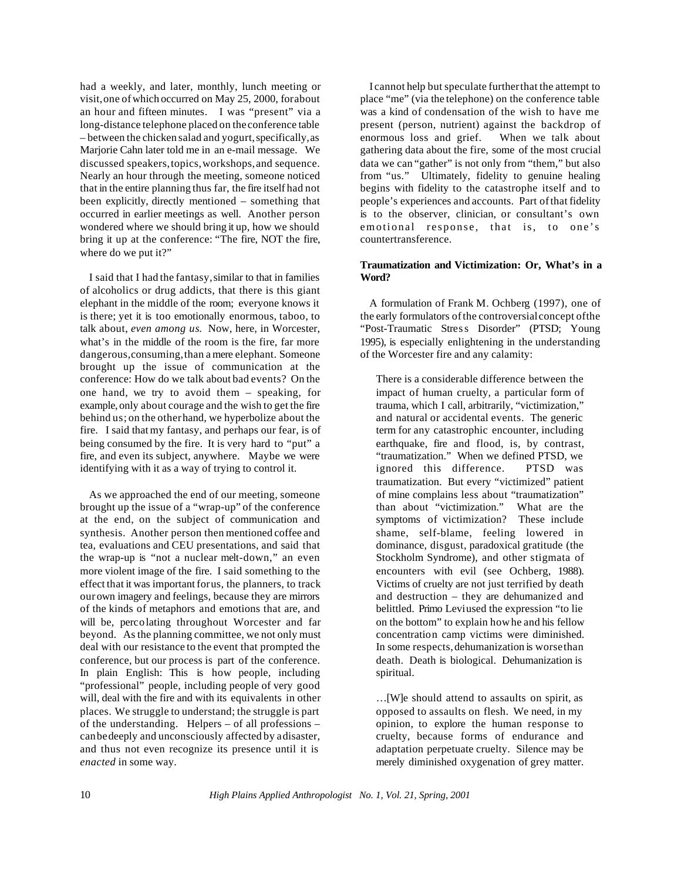had a weekly, and later, monthly, lunch meeting or visit, one of which occurred on May 25, 2000, for about an hour and fifteen minutes. I was "present" via a long-distance telephone placed on the conference table – between the chicken salad and yogurt, specifically, as Marjorie Cahn later told me in an e-mail message. We discussed speakers, topics, workshops, and sequence. Nearly an hour through the meeting, someone noticed that in the entire planning thus far, the fire itself had not been explicitly, directly mentioned – something that occurred in earlier meetings as well. Another person wondered where we should bring it up, how we should bring it up at the conference: "The fire, NOT the fire, where do we put it?"

I said that I had the fantasy, similar to that in families of alcoholics or drug addicts, that there is this giant elephant in the middle of the room; everyone knows it is there; yet it is too emotionally enormous, taboo, to talk about, *even among us*. Now, here, in Worcester, what's in the middle of the room is the fire, far more dangerous, consuming, than a mere elephant. Someone brought up the issue of communication at the conference: How do we talk about bad events? On the one hand, we try to avoid them – speaking, for example, only about courage and the wish to get the fire behind us; on the other hand, we hyperbolize about the fire. I said that my fantasy, and perhaps our fear, is of being consumed by the fire. It is very hard to "put" a fire, and even its subject, anywhere. Maybe we were identifying with it as a way of trying to control it.

As we approached the end of our meeting, someone brought up the issue of a "wrap-up" of the conference at the end, on the subject of communication and synthesis. Another person then mentioned coffee and tea, evaluations and CEU presentations, and said that the wrap-up is "not a nuclear melt-down," an even more violent image of the fire. I said something to the effect that it was important for us, the planners, to track our own imagery and feelings, because they are mirrors of the kinds of metaphors and emotions that are, and will be, percolating throughout Worcester and far beyond. As the planning committee, we not only must deal with our resistance to the event that prompted the conference, but our process is part of the conference. In plain English: This is how people, including "professional" people, including people of very good will, deal with the fire and with its equivalents in other places. We struggle to understand; the struggle is part of the understanding. Helpers – of all professions – can be deeply and unconsciously affected by a disaster, and thus not even recognize its presence until it is *enacted* in some way.

I cannot help but speculate further that the attempt to place "me" (via the telephone) on the conference table was a kind of condensation of the wish to have me present (person, nutrient) against the backdrop of enormous loss and grief. When we talk about gathering data about the fire, some of the most crucial data we can "gather" is not only from "them," but also from "us." Ultimately, fidelity to genuine healing begins with fidelity to the catastrophe itself and to people's experiences and accounts. Part of that fidelity is to the observer, clinician, or consultant's own emotional response, that is, to one's countertransference.

**Traumatization and Victimization: Or, What's in a Word?**

A formulation of Frank M. Ochberg (1997), one of the early formulators of the controversial concept of the "Post-Traumatic Stress Disorder" (PTSD; Young 1995), is especially enlightening in the understanding of the Worcester fire and any calamity:

> There is a considerable difference between the impact of human cruelty, a particular form of trauma, which I call, arbitrarily, "victimization," and natural or accidental events. The generic term for any catastrophic encounter, including earthquake, fire and flood, is, by contrast, "traumatization." When we defined PTSD, we ignored this difference. PTSD was traumatization. But every "victimized" patient of mine complains less about "traumatization" than about "victimization." What are the symptoms of victimization? These include shame, self-blame, feeling lowered in dominance, disgust, paradoxical gratitude (the Stockholm Syndrome), and other stigmata of encounters with evil (see Ochberg, 1988). Victims of cruelty are not just terrified by death and destruction – they are dehumanized and belittled. Primo Levi used the expression "to lie on the bottom" to explain how he and his fellow concentration camp victims were diminished. In some respects, dehumanization is worse than death. Death is biological. Dehumanization is spiritual.
>
> …[W]e should attend to assaults on spirit, as opposed to assaults on flesh. We need, in my opinion, to explore the human response to cruelty, because forms of endurance and adaptation perpetuate cruelty. Silence may be merely diminished oxygenation of grey matter.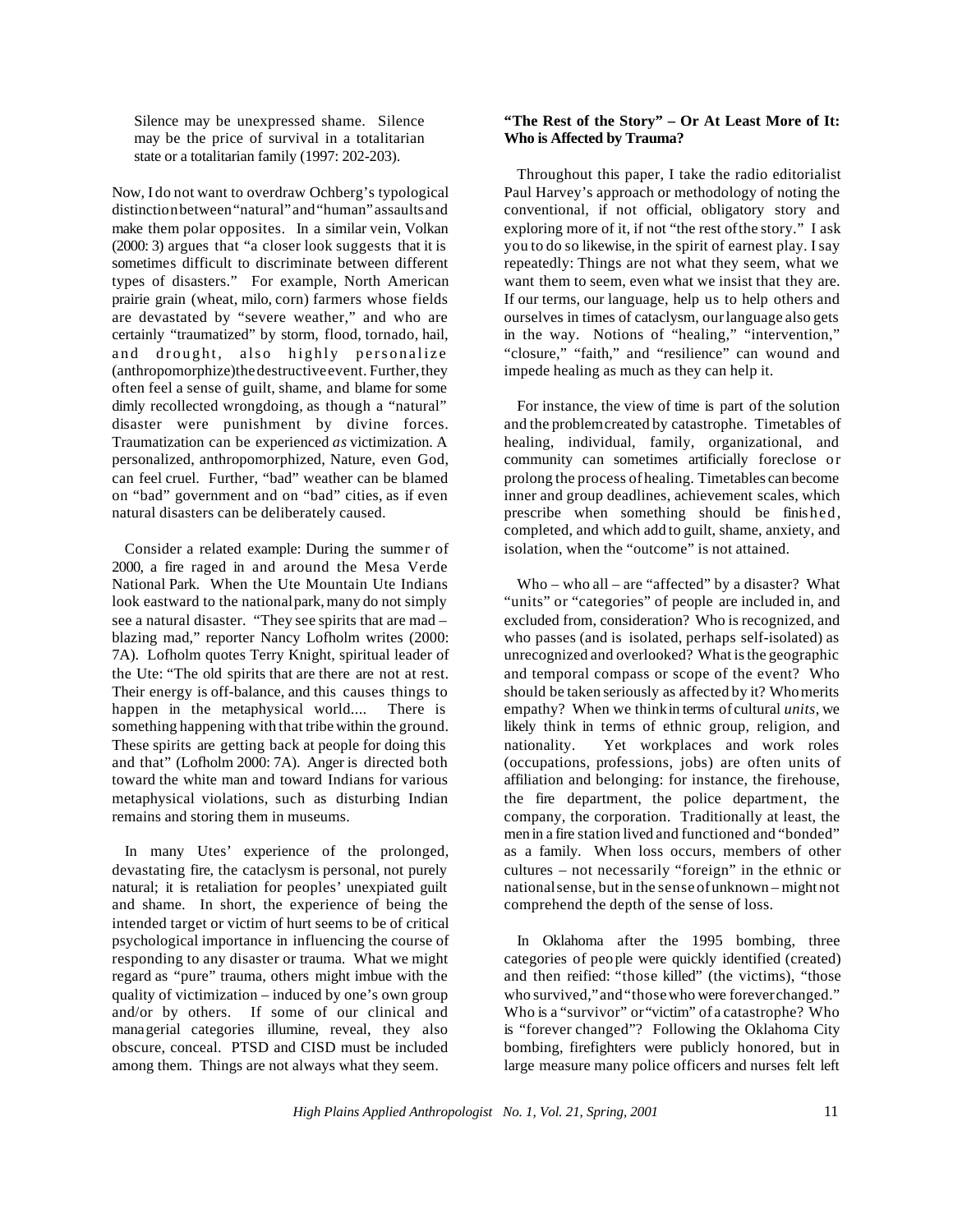Silence may be unexpressed shame. Silence may be the price of survival in a totalitarian state or a totalitarian family (1997: 202-203).

Now, I do not want to overdraw Ochberg's typological distinction between "natural" and "human" assaults and make them polar opposites. In a similar vein, Volkan (2000: 3) argues that "a closer look suggests that it is sometimes difficult to discriminate between different types of disasters." For example, North American prairie grain (wheat, milo, corn) farmers whose fields are devastated by "severe weather," and who are certainly "traumatized" by storm, flood, tornado, hail, and drought, also highly personalize (anthropomorphize) the destructive event. Further, they often feel a sense of guilt, shame, and blame for some dimly recollected wrongdoing, as though a "natural" disaster were punishment by divine forces. Traumatization can be experienced *as* victimization. A personalized, anthropomorphized, Nature, even God, can feel cruel. Further, "bad" weather can be blamed on "bad" government and on "bad" cities, as if even natural disasters can be deliberately caused.

Consider a related example: During the summer of 2000, a fire raged in and around the Mesa Verde National Park. When the Ute Mountain Ute Indians look eastward to the national park, many do not simply see a natural disaster. "They see spirits that are mad – blazing mad," reporter Nancy Lofholm writes (2000: 7A). Lofholm quotes Terry Knight, spiritual leader of the Ute: "The old spirits that are there are not at rest. Their energy is off-balance, and this causes things to happen in the metaphysical world.... There is something happening with that tribe within the ground. These spirits are getting back at people for doing this and that" (Lofholm 2000: 7A). Anger is directed both toward the white man and toward Indians for various metaphysical violations, such as disturbing Indian remains and storing them in museums.

In many Utes' experience of the prolonged, devastating fire, the cataclysm is personal, not purely natural; it is retaliation for peoples' unexpiated guilt and shame. In short, the experience of being the intended target or victim of hurt seems to be of critical psychological importance in influencing the course of responding to any disaster or trauma. What we might regard as "pure" trauma, others might imbue with the quality of victimization – induced by one's own group and/or by others. If some of our clinical and managerial categories illumine, reveal, they also obscure, conceal. PTSD and CISD must be included among them. Things are not always what they seem.

**"The Rest of the Story" – Or At Least More of It: Who is Affected by Trauma?**

Throughout this paper, I take the radio editorialist Paul Harvey's approach or methodology of noting the conventional, if not official, obligatory story and exploring more of it, if not "the rest of the story." I ask you to do so likewise, in the spirit of earnest play. I say repeatedly: Things are not what they seem, what we want them to seem, even what we insist that they are. If our terms, our language, help us to help others and ourselves in times of cataclysm, our language also gets in the way. Notions of "healing," "intervention," "closure," "faith," and "resilience" can wound and impede healing as much as they can help it.

For instance, the view of time is part of the solution and the problem created by catastrophe. Timetables of healing, individual, family, organizational, and community can sometimes artificially foreclose or prolong the process of healing. Timetables can become inner and group deadlines, achievement scales, which prescribe when something should be finished, completed, and which add to guilt, shame, anxiety, and isolation, when the "outcome" is not attained.

Who – who all – are "affected" by a disaster? What "units" or "categories" of people are included in, and excluded from, consideration? Who is recognized, and who passes (and is isolated, perhaps self-isolated) as unrecognized and overlooked? What is the geographic and temporal compass or scope of the event? Who should be taken seriously as affected by it? Who merits empathy? When we think in terms of cultural *units*, we likely think in terms of ethnic group, religion, and nationality. Yet workplaces and work roles (occupations, professions, jobs) are often units of affiliation and belonging: for instance, the firehouse, the fire department, the police department, the company, the corporation. Traditionally at least, the men in a fire station lived and functioned and "bonded" as a family. When loss occurs, members of other cultures – not necessarily "foreign" in the ethnic or national sense, but in the sense of unknown – might not comprehend the depth of the sense of loss.

In Oklahoma after the 1995 bombing, three categories of people were quickly identified (created) and then reified: "those killed" (the victims), "those who survived," and "those who were forever changed." Who is a "survivor" or "victim" of a catastrophe? Who is "forever changed"? Following the Oklahoma City bombing, firefighters were publicly honored, but in large measure many police officers and nurses felt left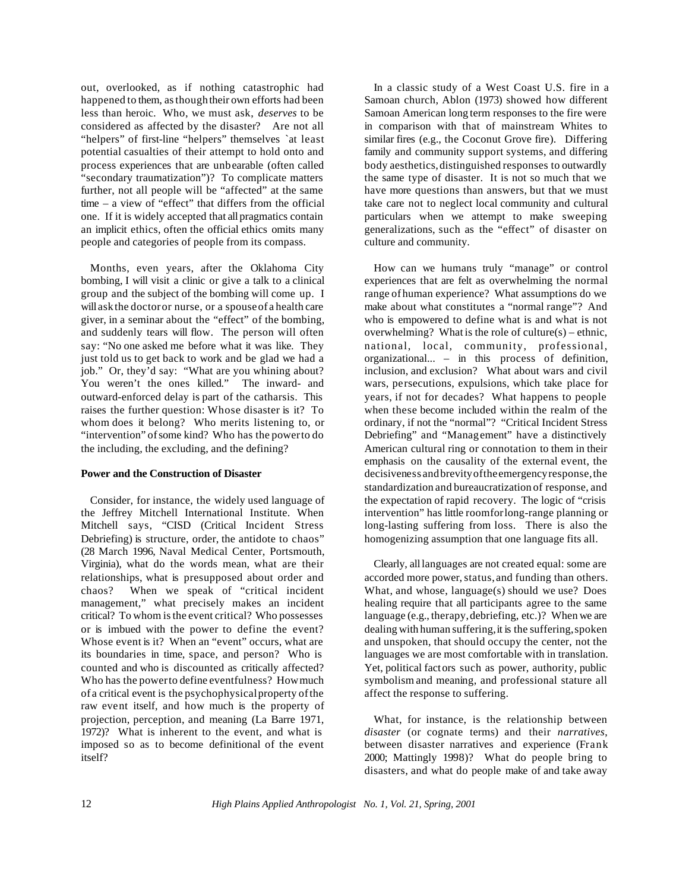out, overlooked, as if nothing catastrophic had happened to them, as though their own efforts had been less than heroic. Who, we must ask, *deserves* to be considered as affected by the disaster? Are not all "helpers" of first-line "helpers" themselves `at least potential casualties of their attempt to hold onto and process experiences that are unbearable (often called "secondary traumatization")? To complicate matters further, not all people will be "affected" at the same time – a view of "effect" that differs from the official one. If it is widely accepted that all pragmatics contain an implicit ethics, often the official ethics omits many people and categories of people from its compass.

Months, even years, after the Oklahoma City bombing, I will visit a clinic or give a talk to a clinical group and the subject of the bombing will come up. I will ask the doctor or nurse, or a spouse of a health care giver, in a seminar about the "effect" of the bombing, and suddenly tears will flow. The person will often say: "No one asked me before what it was like. They just told us to get back to work and be glad we had a job." Or, they'd say: "What are you whining about? You weren't the ones killed." The inward- and outward-enforced delay is part of the catharsis. This raises the further question: Whose disaster is it? To whom does it belong? Who merits listening to, or "intervention" of some kind? Who has the power to do the including, the excluding, and the defining?

**Power and the Construction of Disaster**

Consider, for instance, the widely used language of the Jeffrey Mitchell International Institute. When Mitchell says, "CISD (Critical Incident Stress Debriefing) is structure, order, the antidote to chaos" (28 March 1996, Naval Medical Center, Portsmouth, Virginia), what do the words mean, what are their relationships, what is presupposed about order and chaos? When we speak of "critical incident management," what precisely makes an incident critical? To whom is the event critical? Who possesses or is imbued with the power to define the event? Whose event is it? When an "event" occurs, what are its boundaries in time, space, and person? Who is counted and who is discounted as critically affected? Who has the power to define eventfulness? How much of a critical event is the psychophysical property of the raw event itself, and how much is the property of projection, perception, and meaning (La Barre 1971, 1972)? What is inherent to the event, and what is imposed so as to become definitional of the event itself?

In a classic study of a West Coast U.S. fire in a Samoan church, Ablon (1973) showed how different Samoan American long term responses to the fire were in comparison with that of mainstream Whites to similar fires (e.g., the Coconut Grove fire). Differing family and community support systems, and differing body aesthetics, distinguished responses to outwardly the same type of disaster. It is not so much that we have more questions than answers, but that we must take care not to neglect local community and cultural particulars when we attempt to make sweeping generalizations, such as the "effect" of disaster on culture and community.

How can we humans truly "manage" or control experiences that are felt as overwhelming the normal range of human experience? What assumptions do we make about what constitutes a "normal range"? And who is empowered to define what is and what is not overwhelming? What is the role of culture(s) – ethnic, national, local, community, professional, organizational... – in this process of definition, inclusion, and exclusion? What about wars and civil wars, persecutions, expulsions, which take place for years, if not for decades? What happens to people when these become included within the realm of the ordinary, if not the "normal"? "Critical Incident Stress Debriefing" and "Management" have a distinctively American cultural ring or connotation to them in their emphasis on the causality of the external event, the decisiveness and brevity of the emergency response, the standardization and bureaucratization of response, and the expectation of rapid recovery. The logic of "crisis intervention" has little room for long-range planning or long-lasting suffering from loss. There is also the homogenizing assumption that one language fits all.

Clearly, all languages are not created equal: some are accorded more power, status, and funding than others. What, and whose, language(s) should we use? Does healing require that all participants agree to the same language (e.g., therapy, debriefing, etc.)? When we are dealing with human suffering, it is the suffering, spoken and unspoken, that should occupy the center, not the languages we are most comfortable with in translation. Yet, political factors such as power, authority, public symbolism and meaning, and professional stature all affect the response to suffering.

What, for instance, is the relationship between *disaster* (or cognate terms) and their *narratives*, between disaster narratives and experience (Frank 2000; Mattingly 1998)? What do people bring to disasters, and what do people make of and take away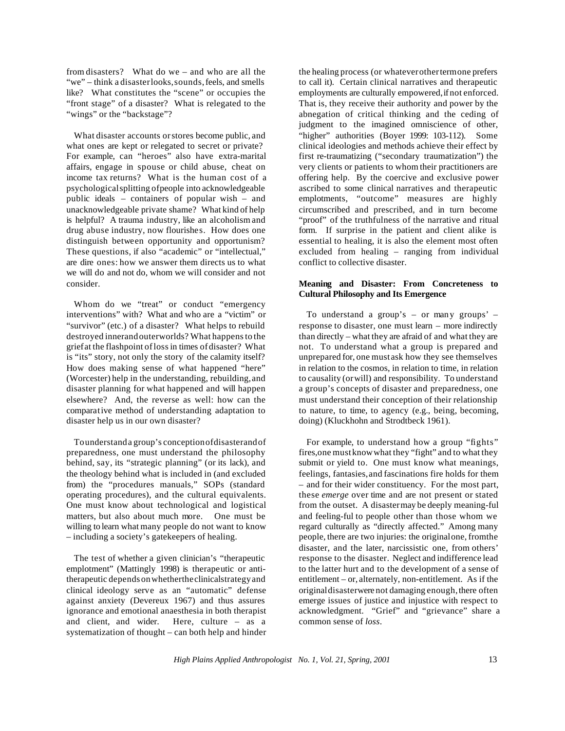from disasters? What do we – and who are all the "we" – think a disaster looks, sounds, feels, and smells like? What constitutes the "scene" or occupies the "front stage" of a disaster? What is relegated to the "wings" or the "backstage"?

What disaster accounts or stores become public, and what ones are kept or relegated to secret or private? For example, can "heroes" also have extra-marital affairs, engage in spouse or child abuse, cheat on income tax returns? What is the human cost of a psychological splitting of people into acknowledgeable public ideals – containers of popular wish – and unacknowledgeable private shame? What kind of help is helpful? A trauma industry, like an alcoholism and drug abuse industry, now flourishes. How does one distinguish between opportunity and opportunism? These questions, if also "academic" or "intellectual," are dire ones: how we answer them directs us to what we will do and not do, whom we will consider and not consider.

Whom do we "treat" or conduct "emergency interventions" with? What and who are a "victim" or "survivor" (etc.) of a disaster? What helps to rebuild destroyed inner and outer worlds? What happens to the grief at the flashpoint of loss in times of disaster? What is "its" story, not only the story of the calamity itself? How does making sense of what happened "here" (Worcester) help in the understanding, rebuilding, and disaster planning for what happened and will happen elsewhere? And, the reverse as well: how can the comparative method of understanding adaptation to disaster help us in our own disaster?

To understand a group's conception of disaster and of preparedness, one must understand the philosophy behind, say, its "strategic planning" (or its lack), and the theology behind what is included in (and excluded from) the "procedures manuals," SOPs (standard operating procedures), and the cultural equivalents. One must know about technological and logistical matters, but also about much more. One must be willing to learn what many people do not want to know – including a society's gatekeepers of healing.

The test of whether a given clinician's "therapeutic emplotment" (Mattingly 1998) is therapeutic or anti-therapeutic depends on whether the clinical strategy and clinical ideology serve as an "automatic" defense against anxiety (Devereux 1967) and thus assures ignorance and emotional anaesthesia in both therapist and client, and wider. Here, culture – as a systematization of thought – can both help and hinder the healing process (or whatever other term one prefers to call it). Certain clinical narratives and therapeutic employments are culturally empowered, if not enforced. That is, they receive their authority and power by the abnegation of critical thinking and the ceding of judgment to the imagined omniscience of other, "higher" authorities (Boyer 1999: 103-112). Some clinical ideologies and methods achieve their effect by first re-traumatizing ("secondary traumatization") the very clients or patients to whom their practitioners are offering help. By the coercive and exclusive power ascribed to some clinical narratives and therapeutic emplotments, "outcome" measures are highly circumscribed and prescribed, and in turn become "proof" of the truthfulness of the narrative and ritual form. If surprise in the patient and client alike is essential to healing, it is also the element most often excluded from healing – ranging from individual conflict to collective disaster.

**Meaning and Disaster: From Concreteness to Cultural Philosophy and Its Emergence**

To understand a group's – or many groups' – response to disaster, one must learn – more indirectly than directly – what they are afraid of and what they are not. To understand what a group is prepared and unprepared for, one must ask how they see themselves in relation to the cosmos, in relation to time, in relation to causality (or will) and responsibility. To understand a group's concepts of disaster and preparedness, one must understand their conception of their relationship to nature, to time, to agency (e.g., being, becoming, doing) (Kluckhohn and Strodtbeck 1961).

For example, to understand how a group "fights" fires, one must know what they "fight" and to what they submit or yield to. One must know what meanings, feelings, fantasies, and fascinations fire holds for them – and for their wider constituency. For the most part, these *emerge* over time and are not present or stated from the outset. A disaster may be deeply meaning-ful and feeling-ful to people other than those whom we regard culturally as "directly affected." Among many people, there are two injuries: the original one, from the disaster, and the later, narcissistic one, from others' response to the disaster. Neglect and indifference lead to the latter hurt and to the development of a sense of entitlement – or, alternately, non-entitlement. As if the original disaster were not damaging enough, there often emerge issues of justice and injustice with respect to acknowledgment. "Grief" and "grievance" share a common sense of *loss*.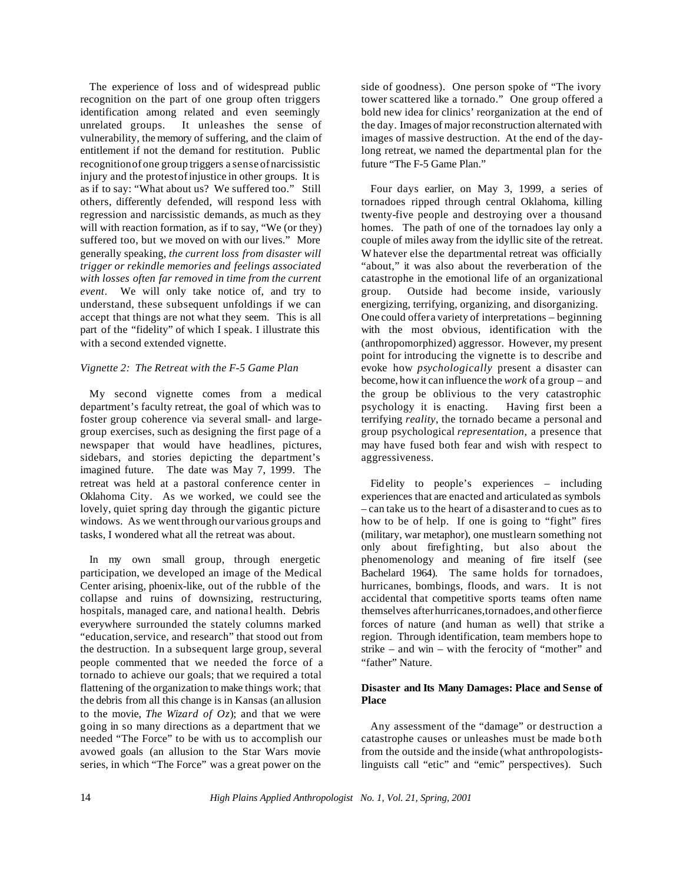The experience of loss and of widespread public recognition on the part of one group often triggers identification among related and even seemingly unrelated groups. It unleashes the sense of vulnerability, the memory of suffering, and the claim of entitlement if not the demand for restitution. Public recognition of one group triggers a sense of narcissistic injury and the protest of injustice in other groups. It is as if to say: "What about us? We suffered too." Still others, differently defended, will respond less with regression and narcissistic demands, as much as they will with reaction formation, as if to say, "We (or they) suffered too, but we moved on with our lives." More generally speaking, *the current loss from disaster will trigger or rekindle memories and feelings associated with losses often far removed in time from the current event*. We will only take notice of, and try to understand, these subsequent unfoldings if we can accept that things are not what they seem. This is all part of the "fidelity" of which I speak. I illustrate this with a second extended vignette.

*Vignette 2: The Retreat with the F-5 Game Plan*

My second vignette comes from a medical department's faculty retreat, the goal of which was to foster group coherence via several small- and large-group exercises, such as designing the first page of a newspaper that would have headlines, pictures, sidebars, and stories depicting the department's imagined future. The date was May 7, 1999. The retreat was held at a pastoral conference center in Oklahoma City. As we worked, we could see the lovely, quiet spring day through the gigantic picture windows. As we went through our various groups and tasks, I wondered what all the retreat was about.

In my own small group, through energetic participation, we developed an image of the Medical Center arising, phoenix-like, out of the rubble of the collapse and ruins of downsizing, restructuring, hospitals, managed care, and national health. Debris everywhere surrounded the stately columns marked "education, service, and research" that stood out from the destruction. In a subsequent large group, several people commented that we needed the force of a tornado to achieve our goals; that we required a total flattening of the organization to make things work; that the debris from all this change is in Kansas (an allusion to the movie, *The Wizard of Oz*); and that we were going in so many directions as a department that we needed "The Force" to be with us to accomplish our avowed goals (an allusion to the Star Wars movie series, in which "The Force" was a great power on the side of goodness). One person spoke of "The ivory tower scattered like a tornado." One group offered a bold new idea for clinics' reorganization at the end of the day. Images of major reconstruction alternated with images of massive destruction. At the end of the day-long retreat, we named the departmental plan for the future "The F-5 Game Plan."

Four days earlier, on May 3, 1999, a series of tornadoes ripped through central Oklahoma, killing twenty-five people and destroying over a thousand homes. The path of one of the tornadoes lay only a couple of miles away from the idyllic site of the retreat. Whatever else the departmental retreat was officially "about," it was also about the reverberation of the catastrophe in the emotional life of an organizational group. Outside had become inside, variously energizing, terrifying, organizing, and disorganizing. One could offer a variety of interpretations – beginning with the most obvious, identification with the (anthropomorphized) aggressor. However, my present point for introducing the vignette is to describe and evoke how *psychologically* present a disaster can become, how it can influence the *work* of a group – and the group be oblivious to the very catastrophic psychology it is enacting. Having first been a terrifying *reality*, the tornado became a personal and group psychological *representation*, a presence that may have fused both fear and wish with respect to aggressiveness.

Fidelity to people's experiences – including experiences that are enacted and articulated as symbols – can take us to the heart of a disaster and to cues as to how to be of help. If one is going to "fight" fires (military, war metaphor), one must learn something not only about firefighting, but also about the phenomenology and meaning of fire itself (see Bachelard 1964). The same holds for tornadoes, hurricanes, bombings, floods, and wars. It is not accidental that competitive sports teams often name themselves after hurricanes, tornadoes, and other fierce forces of nature (and human as well) that strike a region. Through identification, team members hope to strike – and win – with the ferocity of "mother" and "father" Nature.

## Disaster and Its Many Damages: Place and Sense of Place

Any assessment of the "damage" or destruction a catastrophe causes or unleashes must be made both from the outside and the inside (what anthropologists-linguists call "etic" and "emic" perspectives). Such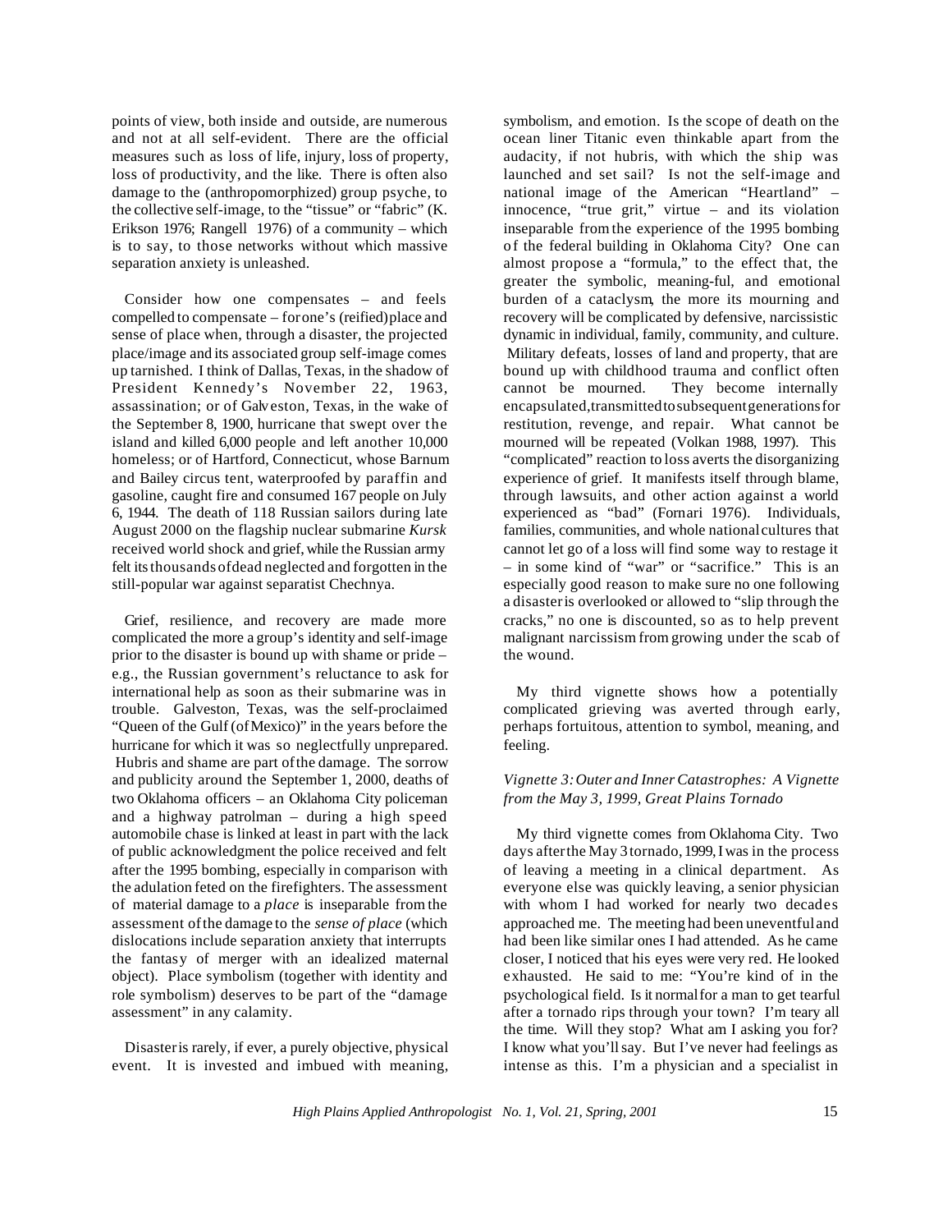points of view, both inside and outside, are numerous and not at all self-evident. There are the official measures such as loss of life, injury, loss of property, loss of productivity, and the like. There is often also damage to the (anthropomorphized) group psyche, to the collective self-image, to the "tissue" or "fabric" (K. Erikson 1976; Rangell 1976) of a community – which is to say, to those networks without which massive separation anxiety is unleashed.

Consider how one compensates – and feels compelled to compensate – for one's (reified) place and sense of place when, through a disaster, the projected place/image and its associated group self-image comes up tarnished. I think of Dallas, Texas, in the shadow of President Kennedy's November 22, 1963, assassination; or of Galveston, Texas, in the wake of the September 8, 1900, hurricane that swept over the island and killed 6,000 people and left another 10,000 homeless; or of Hartford, Connecticut, whose Barnum and Bailey circus tent, waterproofed by paraffin and gasoline, caught fire and consumed 167 people on July 6, 1944. The death of 118 Russian sailors during late August 2000 on the flagship nuclear submarine *Kursk* received world shock and grief, while the Russian army felt its thousands of dead neglected and forgotten in the still-popular war against separatist Chechnya.

Grief, resilience, and recovery are made more complicated the more a group's identity and self-image prior to the disaster is bound up with shame or pride – e.g., the Russian government's reluctance to ask for international help as soon as their submarine was in trouble. Galveston, Texas, was the self-proclaimed "Queen of the Gulf (of Mexico)" in the years before the hurricane for which it was so neglectfully unprepared. Hubris and shame are part of the damage. The sorrow and publicity around the September 1, 2000, deaths of two Oklahoma officers – an Oklahoma City policeman and a highway patrolman – during a high speed automobile chase is linked at least in part with the lack of public acknowledgment the police received and felt after the 1995 bombing, especially in comparison with the adulation feted on the firefighters. The assessment of material damage to a *place* is inseparable from the assessment of the damage to the *sense of place* (which dislocations include separation anxiety that interrupts the fantasy of merger with an idealized maternal object). Place symbolism (together with identity and role symbolism) deserves to be part of the "damage assessment" in any calamity.

Disaster is rarely, if ever, a purely objective, physical event. It is invested and imbued with meaning, symbolism, and emotion. Is the scope of death on the ocean liner Titanic even thinkable apart from the audacity, if not hubris, with which the ship was launched and set sail? Is not the self-image and national image of the American "Heartland" – innocence, "true grit," virtue – and its violation inseparable from the experience of the 1995 bombing of the federal building in Oklahoma City? One can almost propose a "formula," to the effect that, the greater the symbolic, meaning-ful, and emotional burden of a cataclysm, the more its mourning and recovery will be complicated by defensive, narcissistic dynamic in individual, family, community, and culture. Military defeats, losses of land and property, that are bound up with childhood trauma and conflict often cannot be mourned. They become internally encapsulated, transmitted to subsequent generations for restitution, revenge, and repair. What cannot be mourned will be repeated (Volkan 1988, 1997). This "complicated" reaction to loss averts the disorganizing experience of grief. It manifests itself through blame, through lawsuits, and other action against a world experienced as "bad" (Fornari 1976). Individuals, families, communities, and whole national cultures that cannot let go of a loss will find some way to restage it – in some kind of "war" or "sacrifice." This is an especially good reason to make sure no one following a disaster is overlooked or allowed to "slip through the cracks," no one is discounted, so as to help prevent malignant narcissism from growing under the scab of the wound.

My third vignette shows how a potentially complicated grieving was averted through early, perhaps fortuitous, attention to symbol, meaning, and feeling.

### *Vignette 3: Outer and Inner Catastrophes: A Vignette from the May 3, 1999, Great Plains Tornado*

My third vignette comes from Oklahoma City. Two days after the May 3 tornado, 1999, I was in the process of leaving a meeting in a clinical department. As everyone else was quickly leaving, a senior physician with whom I had worked for nearly two decades approached me. The meeting had been uneventful and had been like similar ones I had attended. As he came closer, I noticed that his eyes were very red. He looked exhausted. He said to me: "You're kind of in the psychological field. Is it normal for a man to get tearful after a tornado rips through your town? I'm teary all the time. Will they stop? What am I asking you for? I know what you'll say. But I've never had feelings as intense as this. I'm a physician and a specialist in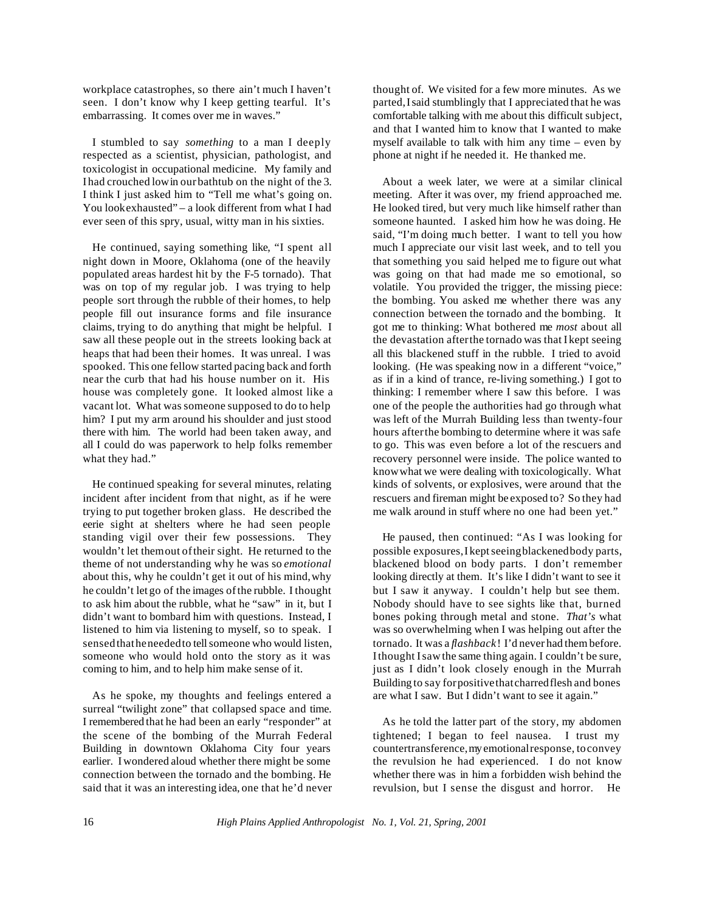workplace catastrophes, so there ain't much I haven't seen. I don't know why I keep getting tearful. It's embarrassing. It comes over me in waves."

I stumbled to say *something* to a man I deeply respected as a scientist, physician, pathologist, and toxicologist in occupational medicine. My family and I had crouched low in our bathtub on the night of the 3. I think I just asked him to "Tell me what's going on. You look exhausted" – a look different from what I had ever seen of this spry, usual, witty man in his sixties.

He continued, saying something like, "I spent all night down in Moore, Oklahoma (one of the heavily populated areas hardest hit by the F-5 tornado). That was on top of my regular job. I was trying to help people sort through the rubble of their homes, to help people fill out insurance forms and file insurance claims, trying to do anything that might be helpful. I saw all these people out in the streets looking back at heaps that had been their homes. It was unreal. I was spooked. This one fellow started pacing back and forth near the curb that had his house number on it. His house was completely gone. It looked almost like a vacant lot. What was someone supposed to do to help him? I put my arm around his shoulder and just stood there with him. The world had been taken away, and all I could do was paperwork to help folks remember what they had."

He continued speaking for several minutes, relating incident after incident from that night, as if he were trying to put together broken glass. He described the eerie sight at shelters where he had seen people standing vigil over their few possessions. They wouldn't let them out of their sight. He returned to the theme of not understanding why he was so *emotional* about this, why he couldn't get it out of his mind, why he couldn't let go of the images of the rubble. I thought to ask him about the rubble, what he "saw" in it, but I didn't want to bombard him with questions. Instead, I listened to him via listening to myself, so to speak. I sensed that he needed to tell someone who would listen, someone who would hold onto the story as it was coming to him, and to help him make sense of it.

As he spoke, my thoughts and feelings entered a surreal "twilight zone" that collapsed space and time. I remembered that he had been an early "responder" at the scene of the bombing of the Murrah Federal Building in downtown Oklahoma City four years earlier. I wondered aloud whether there might be some connection between the tornado and the bombing. He said that it was an interesting idea, one that he'd never thought of. We visited for a few more minutes. As we parted, I said stumblingly that I appreciated that he was comfortable talking with me about this difficult subject, and that I wanted him to know that I wanted to make myself available to talk with him any time – even by phone at night if he needed it. He thanked me.

About a week later, we were at a similar clinical meeting. After it was over, my friend approached me. He looked tired, but very much like himself rather than someone haunted. I asked him how he was doing. He said, "I'm doing much better. I want to tell you how much I appreciate our visit last week, and to tell you that something you said helped me to figure out what was going on that had made me so emotional, so volatile. You provided the trigger, the missing piece: the bombing. You asked me whether there was any connection between the tornado and the bombing. It got me to thinking: What bothered me *most* about all the devastation after the tornado was that I kept seeing all this blackened stuff in the rubble. I tried to avoid looking. (He was speaking now in a different "voice," as if in a kind of trance, re-living something.) I got to thinking: I remember where I saw this before. I was one of the people the authorities had go through what was left of the Murrah Building less than twenty-four hours after the bombing to determine where it was safe to go. This was even before a lot of the rescuers and recovery personnel were inside. The police wanted to know what we were dealing with toxicologically. What kinds of solvents, or explosives, were around that the rescuers and fireman might be exposed to? So they had me walk around in stuff where no one had been yet."

He paused, then continued: "As I was looking for possible exposures, I kept seeing blackened body parts, blackened blood on body parts. I don't remember looking directly at them. It's like I didn't want to see it but I saw it anyway. I couldn't help but see them. Nobody should have to see sights like that, burned bones poking through metal and stone. *That's* what was so overwhelming when I was helping out after the tornado. It was a *flashback*! I'd never had them before. I thought I saw the same thing again. I couldn't be sure, just as I didn't look closely enough in the Murrah Building to say for positive that charred flesh and bones are what I saw. But I didn't want to see it again."

As he told the latter part of the story, my abdomen tightened; I began to feel nausea. I trust my countertransference, my emotional response, to convey the revulsion he had experienced. I do not know whether there was in him a forbidden wish behind the revulsion, but I sense the disgust and horror. He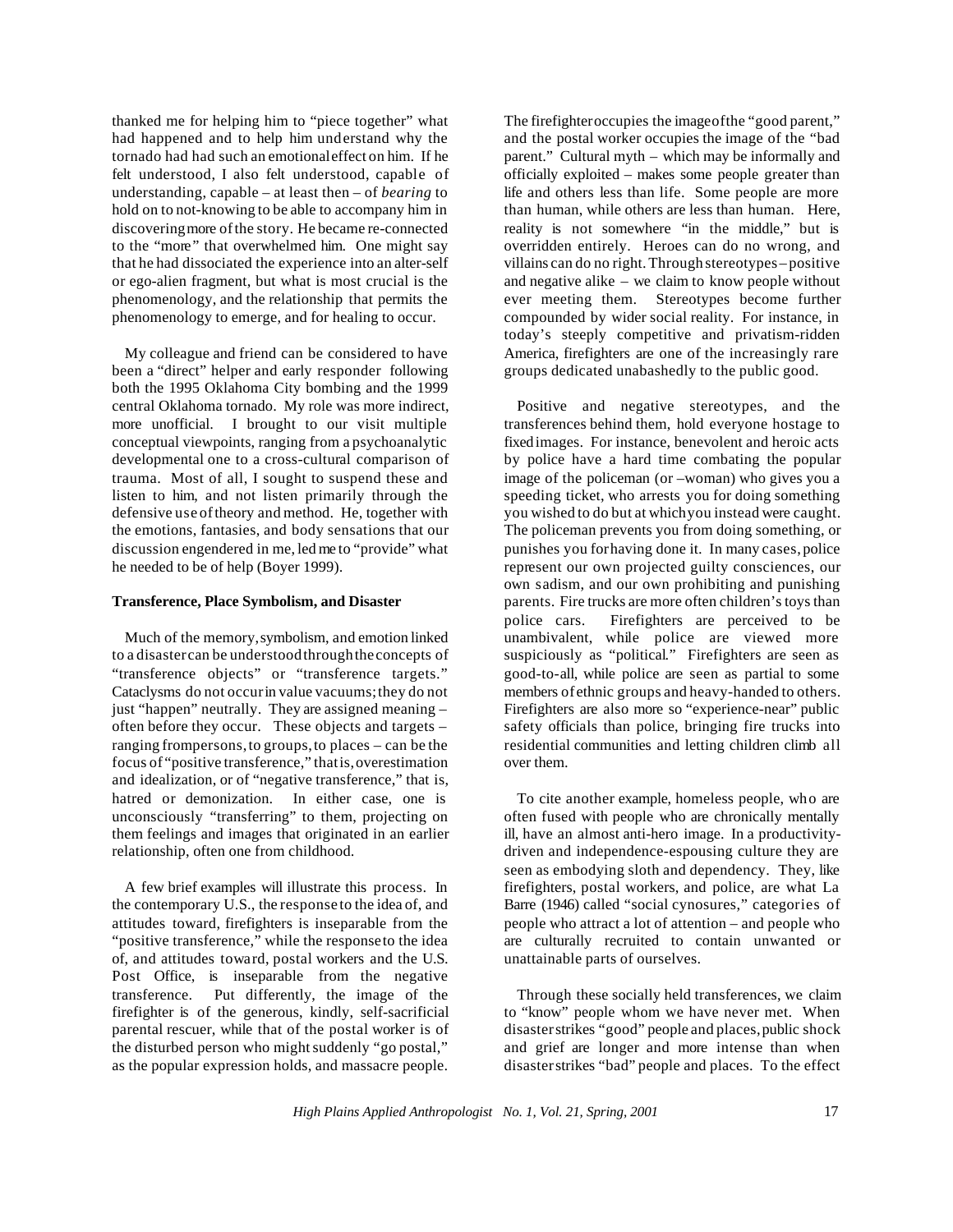thanked me for helping him to "piece together" what had happened and to help him understand why the tornado had had such an emotional effect on him. If he felt understood, I also felt understood, capable of understanding, capable – at least then – of *bearing* to hold on to not-knowing to be able to accompany him in discovering more of the story. He became re-connected to the "more" that overwhelmed him. One might say that he had dissociated the experience into an alter-self or ego-alien fragment, but what is most crucial is the phenomenology, and the relationship that permits the phenomenology to emerge, and for healing to occur.

My colleague and friend can be considered to have been a "direct" helper and early responder following both the 1995 Oklahoma City bombing and the 1999 central Oklahoma tornado. My role was more indirect, more unofficial. I brought to our visit multiple conceptual viewpoints, ranging from a psychoanalytic developmental one to a cross-cultural comparison of trauma. Most of all, I sought to suspend these and listen to him, and not listen primarily through the defensive use of theory and method. He, together with the emotions, fantasies, and body sensations that our discussion engendered in me, led me to "provide" what he needed to be of help (Boyer 1999).

**Transference, Place Symbolism, and Disaster**

Much of the memory, symbolism, and emotion linked to a disaster can be understood through the concepts of "transference objects" or "transference targets." Cataclysms do not occur in value vacuums; they do not just "happen" neutrally. They are assigned meaning – often before they occur. These objects and targets – ranging from persons, to groups, to places – can be the focus of "positive transference," that is, overestimation and idealization, or of "negative transference," that is, hatred or demonization. In either case, one is unconsciously "transferring" to them, projecting on them feelings and images that originated in an earlier relationship, often one from childhood.

A few brief examples will illustrate this process. In the contemporary U.S., the response to the idea of, and attitudes toward, firefighters is inseparable from the "positive transference," while the response to the idea of, and attitudes toward, postal workers and the U.S. Post Office, is inseparable from the negative transference. Put differently, the image of the firefighter is of the generous, kindly, self-sacrificial parental rescuer, while that of the postal worker is of the disturbed person who might suddenly "go postal," as the popular expression holds, and massacre people. The firefighter occupies the image of the "good parent," and the postal worker occupies the image of the "bad parent." Cultural myth – which may be informally and officially exploited – makes some people greater than life and others less than life. Some people are more than human, while others are less than human. Here, reality is not somewhere "in the middle," but is overridden entirely. Heroes can do no wrong, and villains can do no right. Through stereotypes – positive and negative alike – we claim to know people without ever meeting them. Stereotypes become further compounded by wider social reality. For instance, in today's steeply competitive and privatism-ridden America, firefighters are one of the increasingly rare groups dedicated unabashedly to the public good.

Positive and negative stereotypes, and the transferences behind them, hold everyone hostage to fixed images. For instance, benevolent and heroic acts by police have a hard time combating the popular image of the policeman (or –woman) who gives you a speeding ticket, who arrests you for doing something you wished to do but at which you instead were caught. The policeman prevents you from doing something, or punishes you for having done it. In many cases, police represent our own projected guilty consciences, our own sadism, and our own prohibiting and punishing parents. Fire trucks are more often children's toys than police cars. Firefighters are perceived to be unambivalent, while police are viewed more suspiciously as "political." Firefighters are seen as good-to-all, while police are seen as partial to some members of ethnic groups and heavy-handed to others. Firefighters are also more so "experience-near" public safety officials than police, bringing fire trucks into residential communities and letting children climb all over them.

To cite another example, homeless people, who are often fused with people who are chronically mentally ill, have an almost anti-hero image. In a productivity-driven and independence-espousing culture they are seen as embodying sloth and dependency. They, like firefighters, postal workers, and police, are what La Barre (1946) called "social cynosures," categories of people who attract a lot of attention – and people who are culturally recruited to contain unwanted or unattainable parts of ourselves.

Through these socially held transferences, we claim to "know" people whom we have never met. When disaster strikes "good" people and places, public shock and grief are longer and more intense than when disaster strikes "bad" people and places. To the effect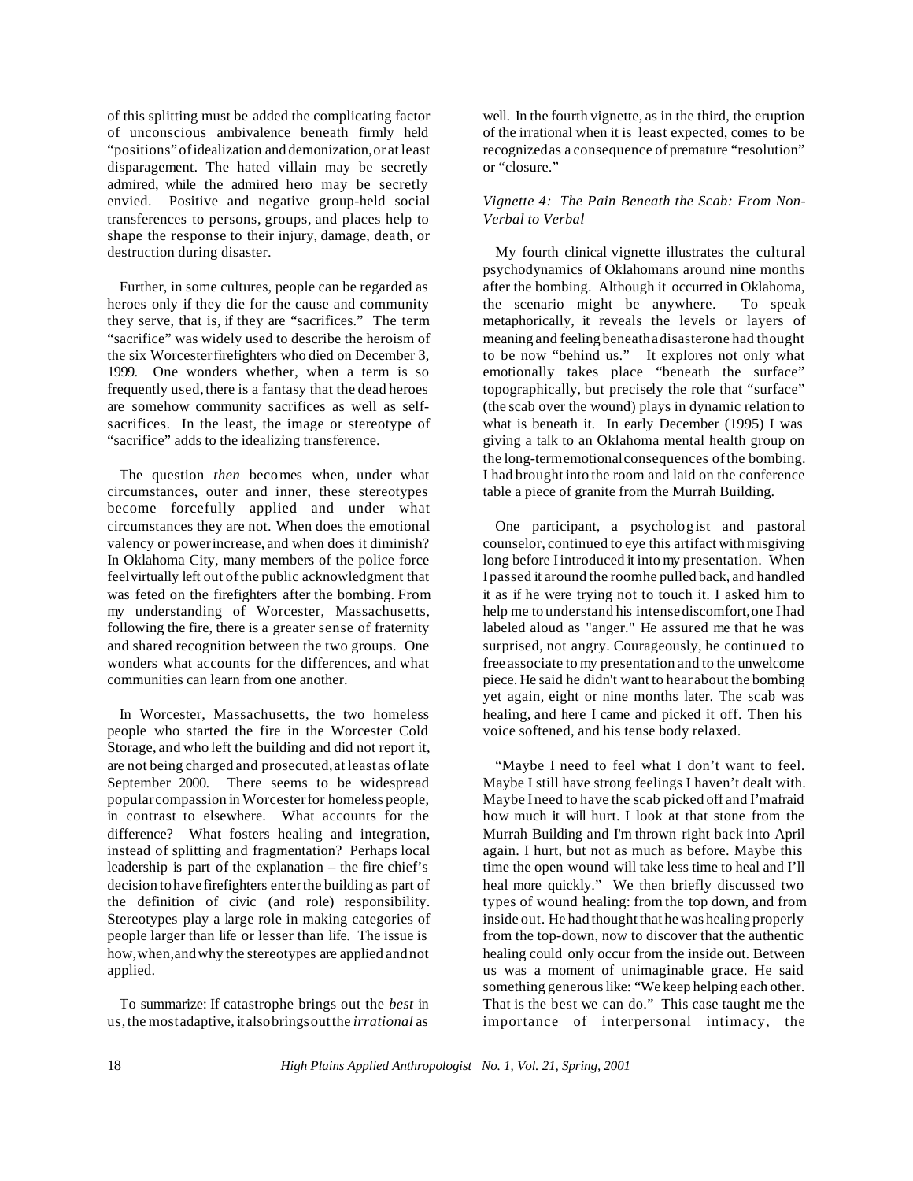of this splitting must be added the complicating factor of unconscious ambivalence beneath firmly held "positions" of idealization and demonization, or at least disparagement. The hated villain may be secretly admired, while the admired hero may be secretly envied. Positive and negative group-held social transferences to persons, groups, and places help to shape the response to their injury, damage, death, or destruction during disaster.

Further, in some cultures, people can be regarded as heroes only if they die for the cause and community they serve, that is, if they are "sacrifices." The term "sacrifice" was widely used to describe the heroism of the six Worcester firefighters who died on December 3, 1999. One wonders whether, when a term is so frequently used, there is a fantasy that the dead heroes are somehow community sacrifices as well as self-sacrifices. In the least, the image or stereotype of "sacrifice" adds to the idealizing transference.

The question *then* becomes when, under what circumstances, outer and inner, these stereotypes become forcefully applied and under what circumstances they are not. When does the emotional valency or power increase, and when does it diminish? In Oklahoma City, many members of the police force feel virtually left out of the public acknowledgment that was feted on the firefighters after the bombing. From my understanding of Worcester, Massachusetts, following the fire, there is a greater sense of fraternity and shared recognition between the two groups. One wonders what accounts for the differences, and what communities can learn from one another.

In Worcester, Massachusetts, the two homeless people who started the fire in the Worcester Cold Storage, and who left the building and did not report it, are not being charged and prosecuted, at least as of late September 2000. There seems to be widespread popular compassion in Worcester for homeless people, in contrast to elsewhere. What accounts for the difference? What fosters healing and integration, instead of splitting and fragmentation? Perhaps local leadership is part of the explanation – the fire chief's decision to have firefighters enter the building as part of the definition of civic (and role) responsibility. Stereotypes play a large role in making categories of people larger than life or lesser than life. The issue is how, when, and why the stereotypes are applied and not applied.

To summarize: If catastrophe brings out the *best* in us, the most adaptive, it also brings out the *irrational* as well. In the fourth vignette, as in the third, the eruption of the irrational when it is least expected, comes to be recognized as a consequence of premature "resolution" or "closure."

*Vignette 4: The Pain Beneath the Scab: From Non-Verbal to Verbal*

My fourth clinical vignette illustrates the cultural psychodynamics of Oklahomans around nine months after the bombing. Although it occurred in Oklahoma, the scenario might be anywhere. To speak metaphorically, it reveals the levels or layers of meaning and feeling beneath a disaster one had thought to be now "behind us." It explores not only what emotionally takes place "beneath the surface" topographically, but precisely the role that "surface" (the scab over the wound) plays in dynamic relation to what is beneath it. In early December (1995) I was giving a talk to an Oklahoma mental health group on the long-term emotional consequences of the bombing. I had brought into the room and laid on the conference table a piece of granite from the Murrah Building.

One participant, a psychologist and pastoral counselor, continued to eye this artifact with misgiving long before I introduced it into my presentation. When I passed it around the room he pulled back, and handled it as if he were trying not to touch it. I asked him to help me to understand his intense discomfort, one I had labeled aloud as "anger." He assured me that he was surprised, not angry. Courageously, he continued to free associate to my presentation and to the unwelcome piece. He said he didn't want to hear about the bombing yet again, eight or nine months later. The scab was healing, and here I came and picked it off. Then his voice softened, and his tense body relaxed.

"Maybe I need to feel what I don't want to feel. Maybe I still have strong feelings I haven't dealt with. Maybe I need to have the scab picked off and I'm afraid how much it will hurt. I look at that stone from the Murrah Building and I'm thrown right back into April again. I hurt, but not as much as before. Maybe this time the open wound will take less time to heal and I'll heal more quickly." We then briefly discussed two types of wound healing: from the top down, and from inside out. He had thought that he was healing properly from the top-down, now to discover that the authentic healing could only occur from the inside out. Between us was a moment of unimaginable grace. He said something generous like: "We keep helping each other. That is the best we can do." This case taught me the importance of interpersonal intimacy, the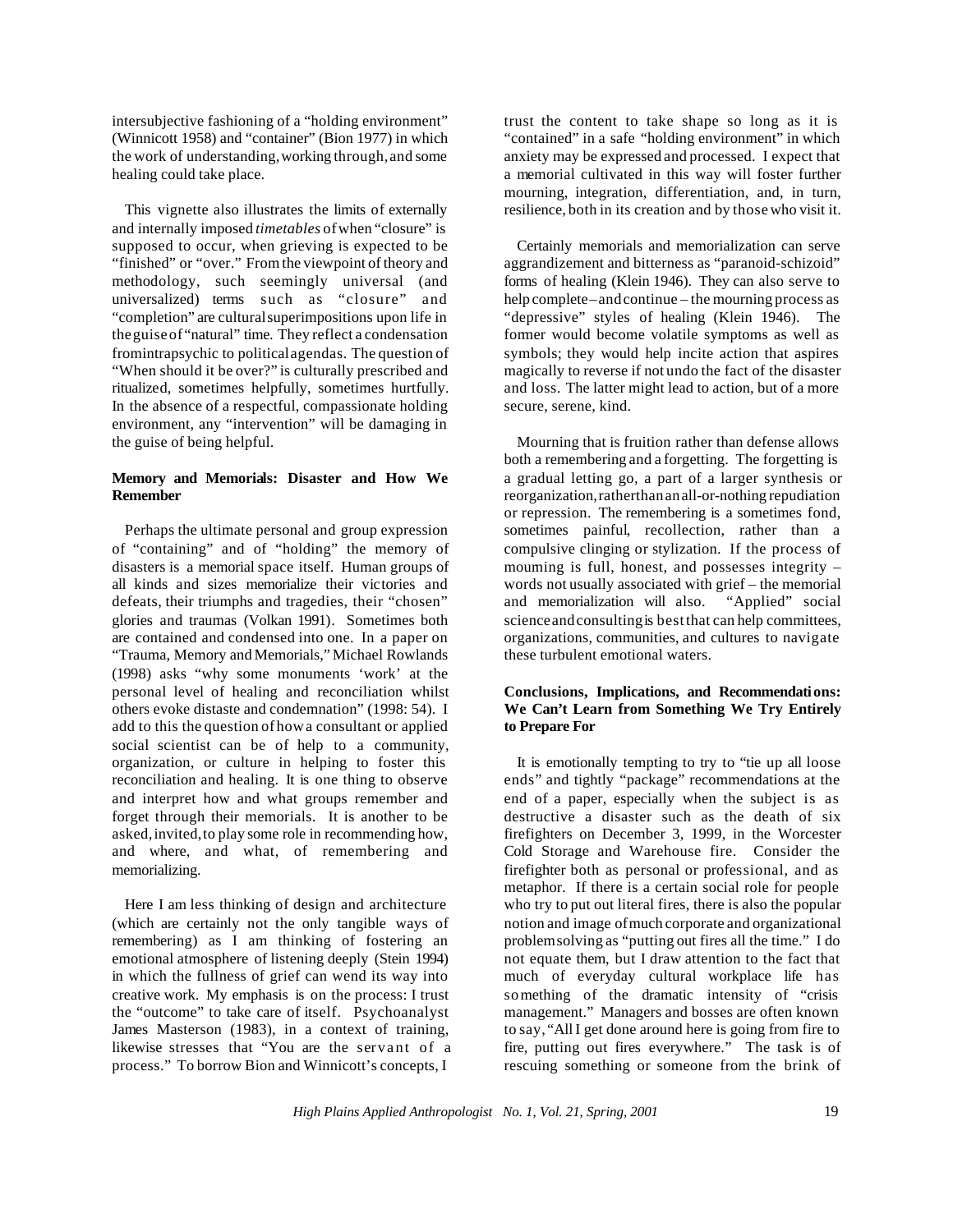intersubjective fashioning of a "holding environment" (Winnicott 1958) and "container" (Bion 1977) in which the work of understanding, working through, and some healing could take place.

This vignette also illustrates the limits of externally and internally imposed *timetables* of when "closure" is supposed to occur, when grieving is expected to be "finished" or "over." From the viewpoint of theory and methodology, such seemingly universal (and universalized) terms such as "closure" and "completion" are cultural superimpositions upon life in the guise of "natural" time. They reflect a condensation from intrapsychic to political agendas. The question of "When should it be over?" is culturally prescribed and ritualized, sometimes helpfully, sometimes hurtfully. In the absence of a respectful, compassionate holding environment, any "intervention" will be damaging in the guise of being helpful.

**Memory and Memorials: Disaster and How We Remember**

Perhaps the ultimate personal and group expression of "containing" and of "holding" the memory of disasters is a memorial space itself. Human groups of all kinds and sizes memorialize their victories and defeats, their triumphs and tragedies, their "chosen" glories and traumas (Volkan 1991). Sometimes both are contained and condensed into one. In a paper on "Trauma, Memory and Memorials," Michael Rowlands (1998) asks "why some monuments 'work' at the personal level of healing and reconciliation whilst others evoke distaste and condemnation" (1998: 54). I add to this the question of how a consultant or applied social scientist can be of help to a community, organization, or culture in helping to foster this reconciliation and healing. It is one thing to observe and interpret how and what groups remember and forget through their memorials. It is another to be asked, invited, to play some role in recommending how, and where, and what, of remembering and memorializing.

Here I am less thinking of design and architecture (which are certainly not the only tangible ways of remembering) as I am thinking of fostering an emotional atmosphere of listening deeply (Stein 1994) in which the fullness of grief can wend its way into creative work. My emphasis is on the process: I trust the "outcome" to take care of itself. Psychoanalyst James Masterson (1983), in a context of training, likewise stresses that "You are the servant of a process." To borrow Bion and Winnicott's concepts, I trust the content to take shape so long as it is "contained" in a safe "holding environment" in which anxiety may be expressed and processed. I expect that a memorial cultivated in this way will foster further mourning, integration, differentiation, and, in turn, resilience, both in its creation and by those who visit it.

Certainly memorials and memorialization can serve aggrandizement and bitterness as "paranoid-schizoid" forms of healing (Klein 1946). They can also serve to help complete – and continue – the mourning process as "depressive" styles of healing (Klein 1946). The former would become volatile symptoms as well as symbols; they would help incite action that aspires magically to reverse if not undo the fact of the disaster and loss. The latter might lead to action, but of a more secure, serene, kind.

Mourning that is fruition rather than defense allows both a remembering and a forgetting. The forgetting is a gradual letting go, a part of a larger synthesis or reorganization, rather than an all-or-nothing repudiation or repression. The remembering is a sometimes fond, sometimes painful, recollection, rather than a compulsive clinging or stylization. If the process of mourning is full, honest, and possesses integrity – words not usually associated with grief – the memorial and memorialization will also. "Applied" social science and consulting is best that can help committees, organizations, communities, and cultures to navigate these turbulent emotional waters.

**Conclusions, Implications, and Recommendations: We Can't Learn from Something We Try Entirely to Prepare For**

It is emotionally tempting to try to "tie up all loose ends" and tightly "package" recommendations at the end of a paper, especially when the subject is as destructive a disaster such as the death of six firefighters on December 3, 1999, in the Worcester Cold Storage and Warehouse fire. Consider the firefighter both as personal or professional, and as metaphor. If there is a certain social role for people who try to put out literal fires, there is also the popular notion and image of much corporate and organizational problem solving as "putting out fires all the time." I do not equate them, but I draw attention to the fact that much of everyday cultural workplace life has something of the dramatic intensity of "crisis management." Managers and bosses are often known to say, "All I get done around here is going from fire to fire, putting out fires everywhere." The task is of rescuing something or someone from the brink of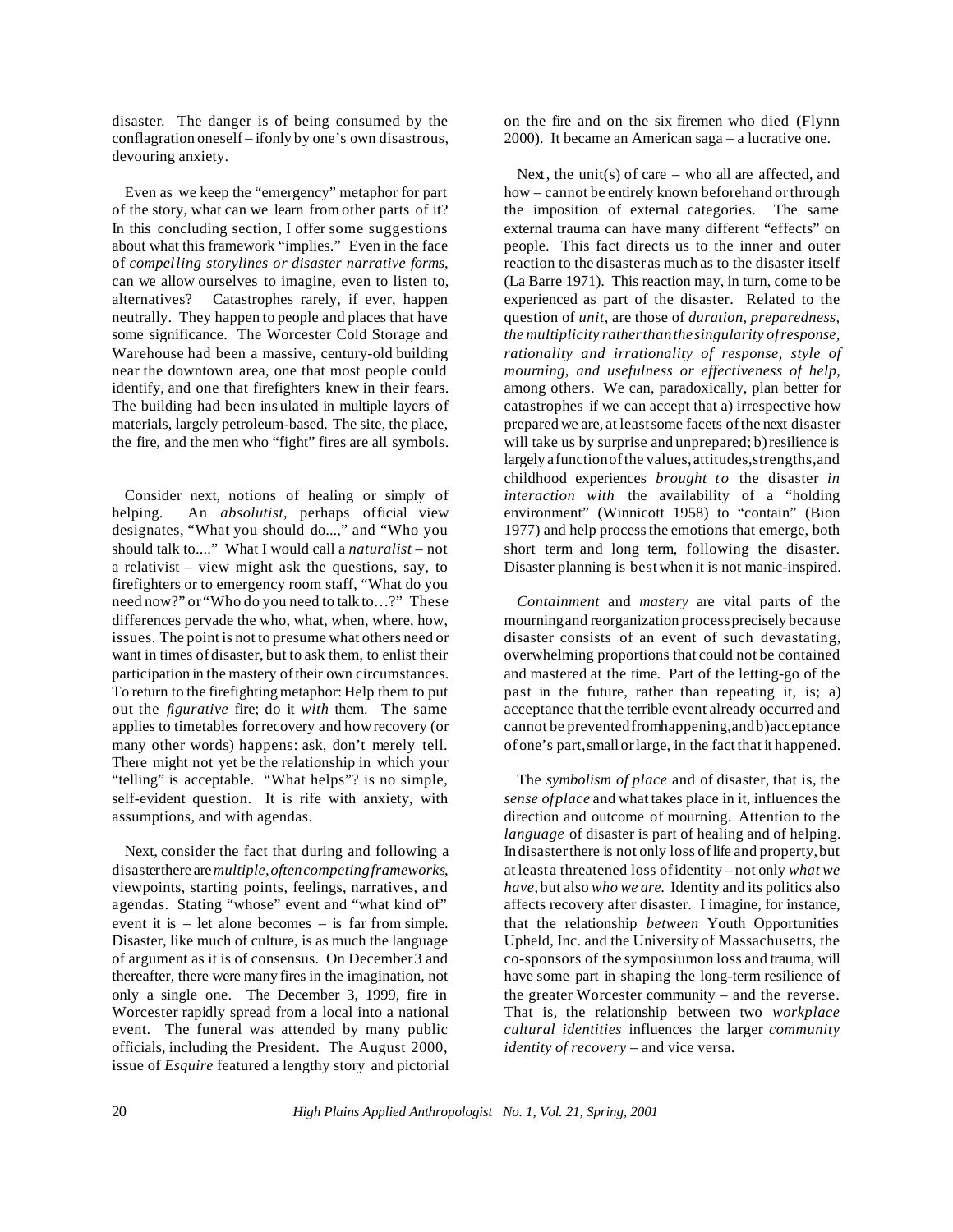disaster. The danger is of being consumed by the conflagration oneself – if only by one's own disastrous, devouring anxiety.

Even as we keep the "emergency" metaphor for part of the story, what can we learn from other parts of it? In this concluding section, I offer some suggestions about what this framework "implies." Even in the face of *compelling storylines or disaster narrative forms*, can we allow ourselves to imagine, even to listen to, alternatives? Catastrophes rarely, if ever, happen neutrally. They happen to people and places that have some significance. The Worcester Cold Storage and Warehouse had been a massive, century-old building near the downtown area, one that most people could identify, and one that firefighters knew in their fears. The building had been insulated in multiple layers of materials, largely petroleum-based. The site, the place, the fire, and the men who "fight" fires are all symbols.

Consider next, notions of healing or simply of helping. An *absolutist*, perhaps official view designates, "What you should do...," and "Who you should talk to...." What I would call a *naturalist* – not a relativist – view might ask the questions, say, to firefighters or to emergency room staff, "What do you need now?" or "Who do you need to talk to…?" These differences pervade the who, what, when, where, how, issues. The point is not to presume what others need or want in times of disaster, but to ask them, to enlist their participation in the mastery of their own circumstances. To return to the firefighting metaphor: Help them to put out the *figurative* fire; do it *with* them. The same applies to timetables for recovery and how recovery (or many other words) happens: ask, don't merely tell. There might not yet be the relationship in which your "telling" is acceptable. "What helps"? is no simple, self-evident question. It is rife with anxiety, with assumptions, and with agendas.

Next, consider the fact that during and following a disaster there are *multiple, often competing frameworks*, viewpoints, starting points, feelings, narratives, and agendas. Stating "whose" event and "what kind of" event it is – let alone becomes – is far from simple. Disaster, like much of culture, is as much the language of argument as it is of consensus. On December 3 and thereafter, there were many fires in the imagination, not only a single one. The December 3, 1999, fire in Worcester rapidly spread from a local into a national event. The funeral was attended by many public officials, including the President. The August 2000, issue of *Esquire* featured a lengthy story and pictorial on the fire and on the six firemen who died (Flynn 2000). It became an American saga – a lucrative one.

Next, the unit(s) of care – who all are affected, and how – cannot be entirely known beforehand or through the imposition of external categories. The same external trauma can have many different "effects" on people. This fact directs us to the inner and outer reaction to the disaster as much as to the disaster itself (La Barre 1971). This reaction may, in turn, come to be experienced as part of the disaster. Related to the question of *unit*, are those of *duration, preparedness, the multiplicity rather than the singularity of response, rationality and irrationality of response, style of mourning, and usefulness or effectiveness of help*, among others. We can, paradoxically, plan better for catastrophes if we can accept that a) irrespective how prepared we are, at least some facets of the next disaster will take us by surprise and unprepared; b) resilience is largely a function of the values, attitudes, strengths, and childhood experiences *brought to* the disaster *in interaction with* the availability of a "holding environment" (Winnicott 1958) to "contain" (Bion 1977) and help process the emotions that emerge, both short term and long term, following the disaster. Disaster planning is best when it is not manic-inspired.

*Containment* and *mastery* are vital parts of the mourning and reorganization process precisely because disaster consists of an event of such devastating, overwhelming proportions that could not be contained and mastered at the time. Part of the letting-go of the past in the future, rather than repeating it, is; a) acceptance that the terrible event already occurred and cannot be prevented from happening, and b) acceptance of one's part, small or large, in the fact that it happened.

The *symbolism of place* and of disaster, that is, the *sense of place* and what takes place in it, influences the direction and outcome of mourning. Attention to the *language* of disaster is part of healing and of helping. In disaster there is not only loss of life and property, but at least a threatened loss of identity – not only *what we have*, but also *who we are.* Identity and its politics also affects recovery after disaster. I imagine, for instance, that the relationship *between* Youth Opportunities Upheld, Inc. and the University of Massachusetts, the co-sponsors of the symposium on loss and trauma, will have some part in shaping the long-term resilience of the greater Worcester community – and the reverse. That is, the relationship between two *workplace cultural identities* influences the larger *community identity of recovery* – and vice versa.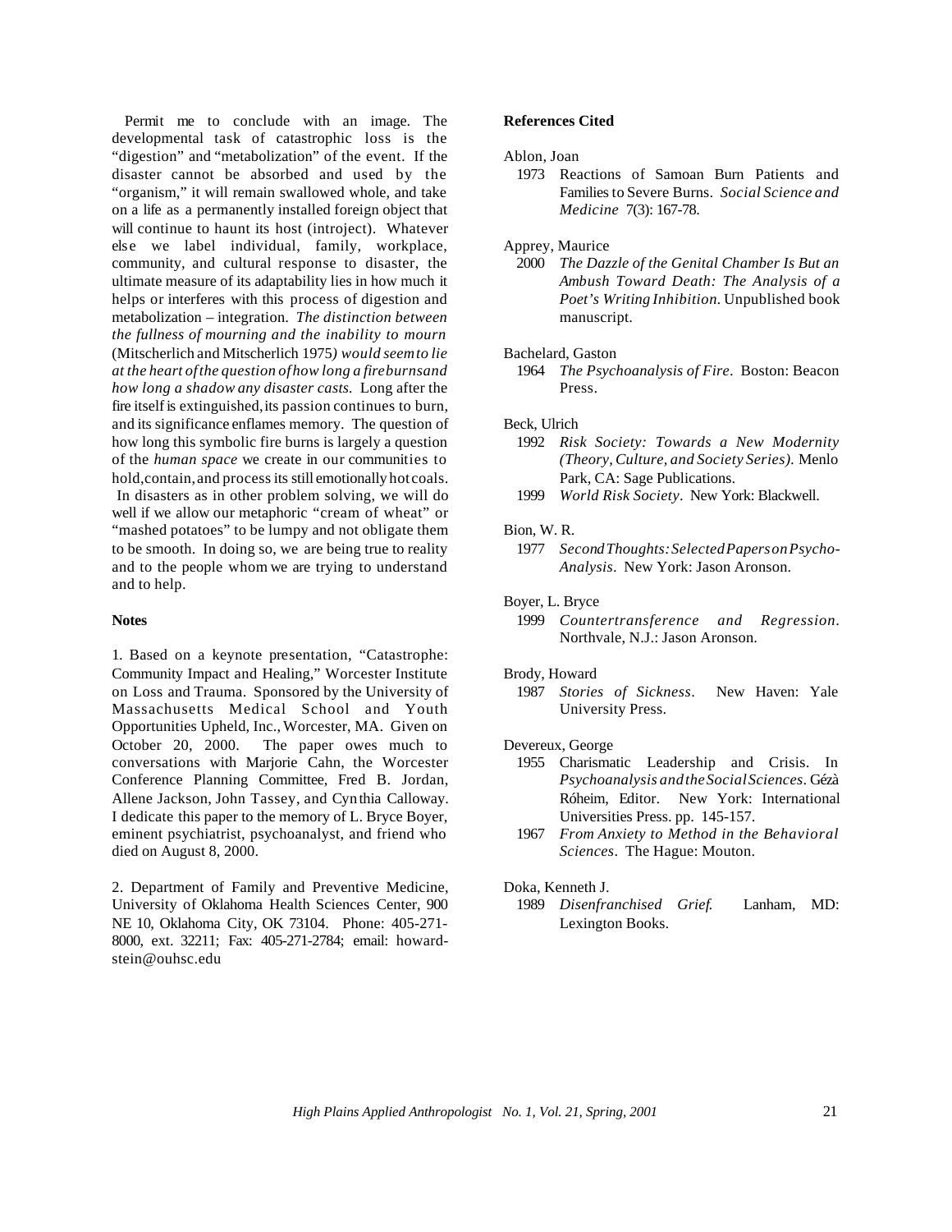Permit me to conclude with an image. The developmental task of catastrophic loss is the "digestion" and "metabolization" of the event. If the disaster cannot be absorbed and used by the "organism," it will remain swallowed whole, and take on a life as a permanently installed foreign object that will continue to haunt its host (introject). Whatever else we label individual, family, workplace, community, and cultural response to disaster, the ultimate measure of its adaptability lies in how much it helps or interferes with this process of digestion and metabolization – integration. *The distinction between the fullness of mourning and the inability to mourn* (Mitscherlich and Mitscherlich 1975*) would seem to lie at the heart of the question of how long a fire burns and how long a shadow any disaster casts.* Long after the fire itself is extinguished, its passion continues to burn, and its significance enflames memory. The question of how long this symbolic fire burns is largely a question of the *human space* we create in our communities to hold, contain, and process its still emotionally hot coals. In disasters as in other problem solving, we will do well if we allow our metaphoric "cream of wheat" or "mashed potatoes" to be lumpy and not obligate them to be smooth. In doing so, we are being true to reality and to the people whom we are trying to understand and to help.

**Notes**

1. Based on a keynote presentation, "Catastrophe: Community Impact and Healing," Worcester Institute on Loss and Trauma. Sponsored by the University of Massachusetts Medical School and Youth Opportunities Upheld, Inc., Worcester, MA. Given on October 20, 2000. The paper owes much to conversations with Marjorie Cahn, the Worcester Conference Planning Committee, Fred B. Jordan, Allene Jackson, John Tassey, and Cynthia Calloway. I dedicate this paper to the memory of L. Bryce Boyer, eminent psychiatrist, psychoanalyst, and friend who died on August 8, 2000.

2. Department of Family and Preventive Medicine, University of Oklahoma Health Sciences Center, 900 NE 10, Oklahoma City, OK 73104. Phone: 405-271-8000, ext. 32211; Fax: 405-271-2784; email: howard-stein@ouhsc.edu

**References Cited**

Ablon, Joan
1973 Reactions of Samoan Burn Patients and Families to Severe Burns. *Social Science and Medicine* 7(3): 167-78.

Apprey, Maurice
2000 *The Dazzle of the Genital Chamber Is But an Ambush Toward Death: The Analysis of a Poet's Writing Inhibition*. Unpublished book manuscript.

Bachelard, Gaston
1964 *The Psychoanalysis of Fire*. Boston: Beacon Press.

Beck, Ulrich
1992 *Risk Society: Towards a New Modernity (Theory, Culture, and Society Series).* Menlo Park, CA: Sage Publications.
1999 *World Risk Society*. New York: Blackwell.

Bion, W. R.
1977 *Second Thoughts: Selected Papers on Psycho-Analysis*. New York: Jason Aronson.

Boyer, L. Bryce
1999 *Countertransference and Regression*. Northvale, N.J.: Jason Aronson.

Brody, Howard
1987 *Stories of Sickness*. New Haven: Yale University Press.

Devereux, George
1955 Charismatic Leadership and Crisis. In *Psychoanalysis and the Social Sciences*. Gézà Róheim, Editor. New York: International Universities Press. pp. 145-157.
1967 *From Anxiety to Method in the Behavioral Sciences*. The Hague: Mouton.

Doka, Kenneth J.
1989 *Disenfranchised Grief.* Lanham, MD: Lexington Books.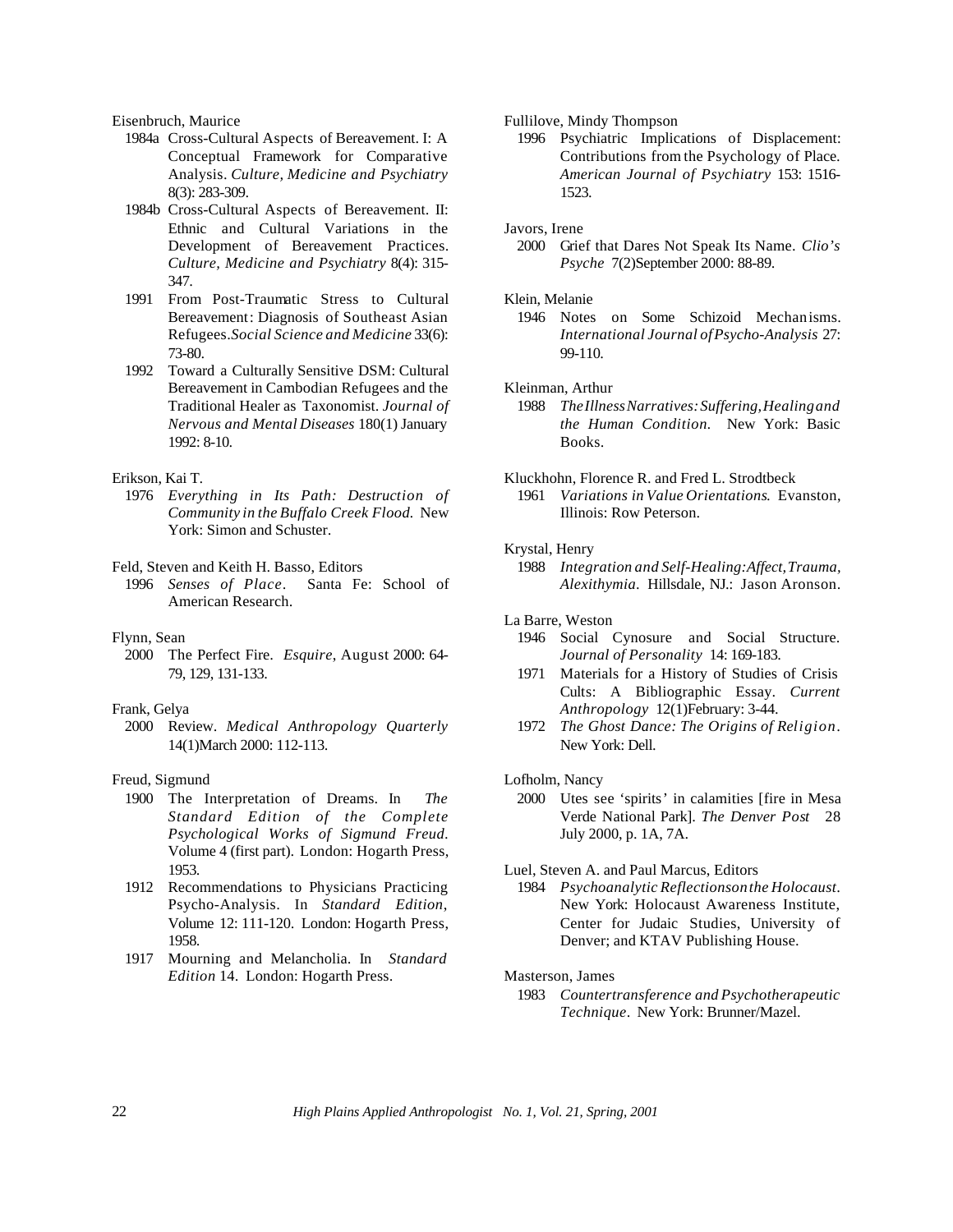Eisenbruch, Maurice

1984a Cross-Cultural Aspects of Bereavement. I: A Conceptual Framework for Comparative Analysis. *Culture, Medicine and Psychiatry* 8(3): 283-309.

1984b Cross-Cultural Aspects of Bereavement. II: Ethnic and Cultural Variations in the Development of Bereavement Practices. *Culture, Medicine and Psychiatry* 8(4): 315-347.

1991 From Post-Traumatic Stress to Cultural Bereavement: Diagnosis of Southeast Asian Refugees. *Social Science and Medicine* 33(6): 73-80.

1992 Toward a Culturally Sensitive DSM: Cultural Bereavement in Cambodian Refugees and the Traditional Healer as Taxonomist. *Journal of Nervous and Mental Diseases* 180(1) January 1992: 8-10.

Erikson, Kai T.

1976 *Everything in Its Path: Destruction of Community in the Buffalo Creek Flood.* New York: Simon and Schuster.

Feld, Steven and Keith H. Basso, Editors

1996 *Senses of Place*. Santa Fe: School of American Research.

Flynn, Sean

2000 The Perfect Fire. *Esquire*, August 2000: 64-79, 129, 131-133.

Frank, Gelya

2000 Review. *Medical Anthropology Quarterly* 14(1)March 2000: 112-113.

Freud, Sigmund

1900 The Interpretation of Dreams. In *The Standard Edition of the Complete Psychological Works of Sigmund Freud.* Volume 4 (first part). London: Hogarth Press, 1953.

1912 Recommendations to Physicians Practicing Psycho-Analysis. In *Standard Edition*, Volume 12: 111-120. London: Hogarth Press, 1958.

1917 Mourning and Melancholia. In *Standard Edition* 14. London: Hogarth Press.

Fullilove, Mindy Thompson

1996 Psychiatric Implications of Displacement: Contributions from the Psychology of Place. *American Journal of Psychiatry* 153: 1516-1523.

Javors, Irene

2000 Grief that Dares Not Speak Its Name. *Clio's Psyche* 7(2)September 2000: 88-89.

Klein, Melanie

1946 Notes on Some Schizoid Mechanisms. *International Journal of Psycho-Analysis* 27: 99-110.

Kleinman, Arthur

1988 *The Illness Narratives: Suffering, Healing and the Human Condition.* New York: Basic Books.

Kluckhohn, Florence R. and Fred L. Strodtbeck

1961 *Variations in Value Orientations.* Evanston, Illinois: Row Peterson.

Krystal, Henry

1988 *Integration and Self-Healing: Affect, Trauma, Alexithymia*. Hillsdale, NJ.: Jason Aronson.

La Barre, Weston

1946 Social Cynosure and Social Structure. *Journal of Personality* 14: 169-183.

1971 Materials for a History of Studies of Crisis Cults: A Bibliographic Essay. *Current Anthropology* 12(1)February: 3-44.

1972 *The Ghost Dance: The Origins of Religion*. New York: Dell.

Lofholm, Nancy

2000 Utes see 'spirits' in calamities [fire in Mesa Verde National Park]. *The Denver Post* 28 July 2000, p. 1A, 7A.

Luel, Steven A. and Paul Marcus, Editors

1984 *Psychoanalytic Reflections on the Holocaust*. New York: Holocaust Awareness Institute, Center for Judaic Studies, University of Denver; and KTAV Publishing House.

Masterson, James

1983 *Countertransference and Psychotherapeutic Technique*. New York: Brunner/Mazel.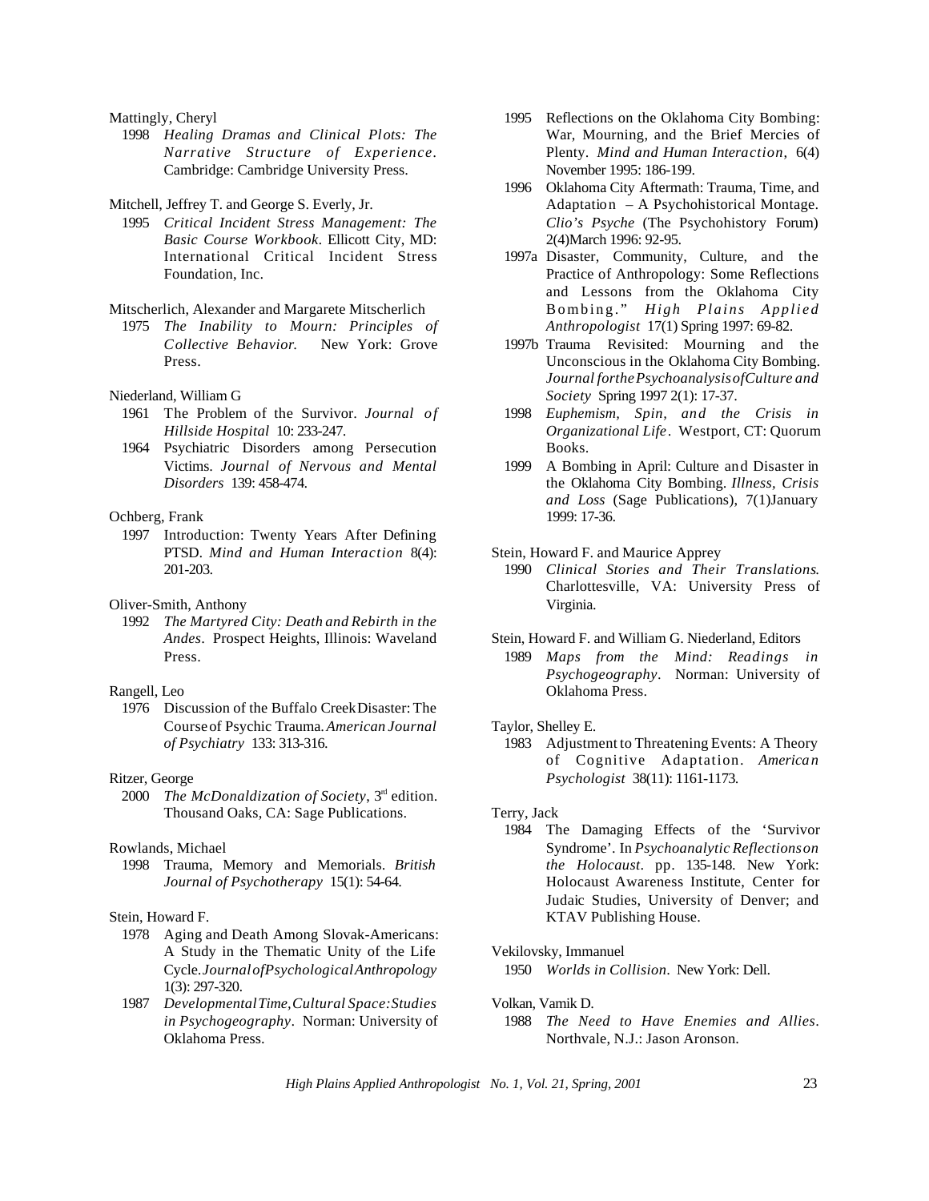Mattingly, Cheryl

1998 *Healing Dramas and Clinical Plots: The Narrative Structure of Experience*. Cambridge: Cambridge University Press.

Mitchell, Jeffrey T. and George S. Everly, Jr.

1995 *Critical Incident Stress Management: The Basic Course Workbook*. Ellicott City, MD: International Critical Incident Stress Foundation, Inc.

Mitscherlich, Alexander and Margarete Mitscherlich

1975 *The Inability to Mourn: Principles of Collective Behavior.* New York: Grove Press.

Niederland, William G

1961 The Problem of the Survivor. *Journal of Hillside Hospital* 10: 233-247.

1964 Psychiatric Disorders among Persecution Victims. *Journal of Nervous and Mental Disorders* 139: 458-474.

Ochberg, Frank

1997 Introduction: Twenty Years After Defining PTSD. *Mind and Human Interaction* 8(4): 201-203.

Oliver-Smith, Anthony

1992 *The Martyred City: Death and Rebirth in the Andes*. Prospect Heights, Illinois: Waveland Press.

Rangell, Leo

1976 Discussion of the Buffalo Creek Disaster: The Course of Psychic Trauma. *American Journal of Psychiatry* 133: 313-316.

Ritzer, George

2000 *The McDonaldization of Society*, 3rd edition. Thousand Oaks, CA: Sage Publications.

Rowlands, Michael

1998 Trauma, Memory and Memorials. *British Journal of Psychotherapy* 15(1): 54-64.

Stein, Howard F.

1978 Aging and Death Among Slovak-Americans: A Study in the Thematic Unity of the Life Cycle. *Journal of Psychological Anthropology* 1(3): 297-320.

1987 *Developmental Time, Cultural Space: Studies in Psychogeography*. Norman: University of Oklahoma Press.

1995 Reflections on the Oklahoma City Bombing: War, Mourning, and the Brief Mercies of Plenty. *Mind and Human Interaction*, 6(4) November 1995: 186-199.

1996 Oklahoma City Aftermath: Trauma, Time, and Adaptation – A Psychohistorical Montage. *Clio's Psyche* (The Psychohistory Forum) 2(4)March 1996: 92-95.

1997a Disaster, Community, Culture, and the Practice of Anthropology: Some Reflections and Lessons from the Oklahoma City Bombing." *High Plains Applied Anthropologist* 17(1) Spring 1997: 69-82.

1997b Trauma Revisited: Mourning and the Unconscious in the Oklahoma City Bombing. *Journal for the Psychoanalysis of Culture and Society* Spring 1997 2(1): 17-37.

1998 *Euphemism, Spin, and the Crisis in Organizational Life*. Westport, CT: Quorum Books.

1999 A Bombing in April: Culture and Disaster in the Oklahoma City Bombing. *Illness, Crisis and Loss* (Sage Publications), 7(1)January 1999: 17-36.

Stein, Howard F. and Maurice Apprey

1990 *Clinical Stories and Their Translations*. Charlottesville, VA: University Press of Virginia.

Stein, Howard F. and William G. Niederland, Editors

1989 *Maps from the Mind: Readings in Psychogeography*. Norman: University of Oklahoma Press.

Taylor, Shelley E.

1983 Adjustment to Threatening Events: A Theory of Cognitive Adaptation. *American Psychologist* 38(11): 1161-1173.

Terry, Jack

1984 The Damaging Effects of the 'Survivor Syndrome'. In *Psychoanalytic Reflections on the Holocaust*. pp. 135-148. New York: Holocaust Awareness Institute, Center for Judaic Studies, University of Denver; and KTAV Publishing House.

Vekilovsky, Immanuel

1950 *Worlds in Collision*. New York: Dell.

Volkan, Vamik D.

1988 *The Need to Have Enemies and Allies*. Northvale, N.J.: Jason Aronson.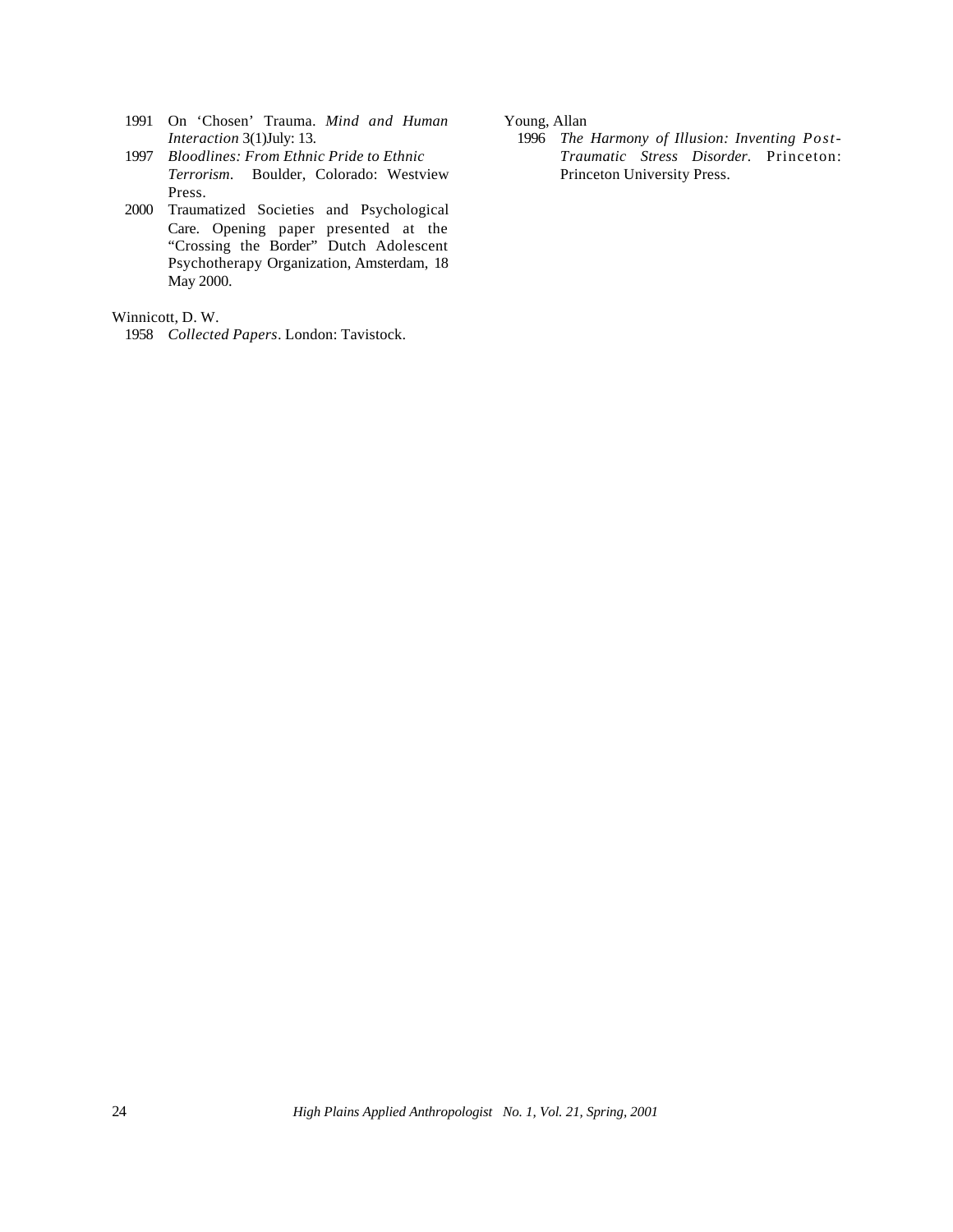1991 On ‘Chosen’ Trauma. *Mind and Human Interaction* 3(1)July: 13.

1997 *Bloodlines: From Ethnic Pride to Ethnic Terrorism*. Boulder, Colorado: Westview Press.

2000 Traumatized Societies and Psychological Care. Opening paper presented at the “Crossing the Border” Dutch Adolescent Psychotherapy Organization, Amsterdam, 18 May 2000.

Winnicott, D. W.

1958 *Collected Papers*. London: Tavistock.

Young, Allan

1996 *The Harmony of Illusion: Inventing Post-Traumatic Stress Disorder*. Princeton: Princeton University Press.